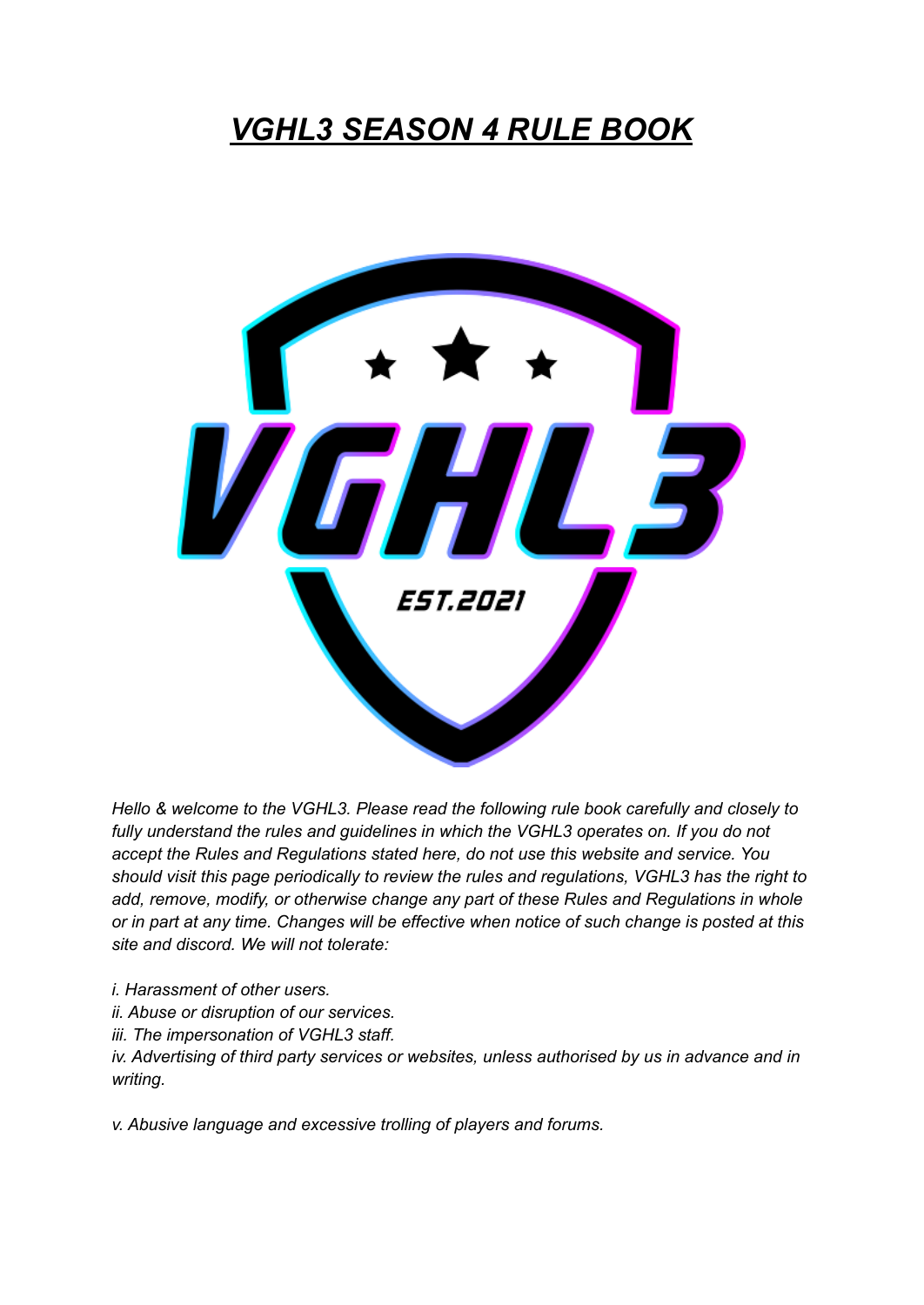# ***VGHL3 SEASON 4 RULE BOOK***

*Hello & welcome to the VGHL3. Please read the following rule book carefully and closely to fully understand the rules and guidelines in which the VGHL3 operates on. If you do not accept the Rules and Regulations stated here, do not use this website and service. You should visit this page periodically to review the rules and regulations, VGHL3 has the right to add, remove, modify, or otherwise change any part of these Rules and Regulations in whole or in part at any time. Changes will be effective when notice of such change is posted at this site and discord. We will not tolerate:*

*i. Harassment of other users.*
*ii. Abuse or disruption of our services.*
*iii. The impersonation of VGHL3 staff.*
*iv. Advertising of third party services or websites, unless authorised by us in advance and in writing.*

*v. Abusive language and excessive trolling of players and forums.*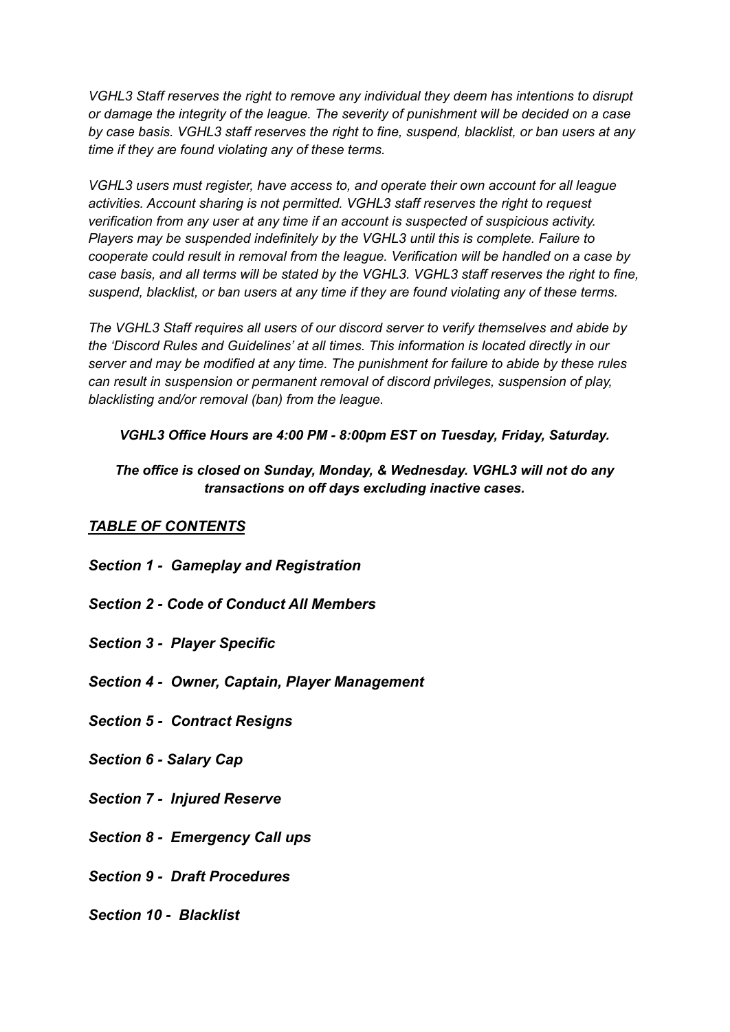*VGHL3 Staff reserves the right to remove any individual they deem has intentions to disrupt or damage the integrity of the league. The severity of punishment will be decided on a case by case basis. VGHL3 staff reserves the right to fine, suspend, blacklist, or ban users at any time if they are found violating any of these terms.*

*VGHL3 users must register, have access to, and operate their own account for all league activities. Account sharing is not permitted. VGHL3 staff reserves the right to request verification from any user at any time if an account is suspected of suspicious activity. Players may be suspended indefinitely by the VGHL3 until this is complete. Failure to cooperate could result in removal from the league. Verification will be handled on a case by case basis, and all terms will be stated by the VGHL3. VGHL3 staff reserves the right to fine, suspend, blacklist, or ban users at any time if they are found violating any of these terms.*

*The VGHL3 Staff requires all users of our discord server to verify themselves and abide by the 'Discord Rules and Guidelines' at all times. This information is located directly in our server and may be modified at any time. The punishment for failure to abide by these rules can result in suspension or permanent removal of discord privileges, suspension of play, blacklisting and/or removal (ban) from the league.*

***VGHL3 Office Hours are 4:00 PM - 8:00pm EST on Tuesday, Friday, Saturday.***

***The office is closed on Sunday, Monday, & Wednesday. VGHL3 will not do any transactions on off days excluding inactive cases.***

## ***<u>TABLE OF CONTENTS</u>***

***Section 1 - Gameplay and Registration***

***Section 2 - Code of Conduct All Members***

***Section 3 - Player Specific***

***Section 4 - Owner, Captain, Player Management***

***Section 5 - Contract Resigns***

***Section 6 - Salary Cap***

***Section 7 - Injured Reserve***

***Section 8 - Emergency Call ups***

***Section 9 - Draft Procedures***

***Section 10 - Blacklist***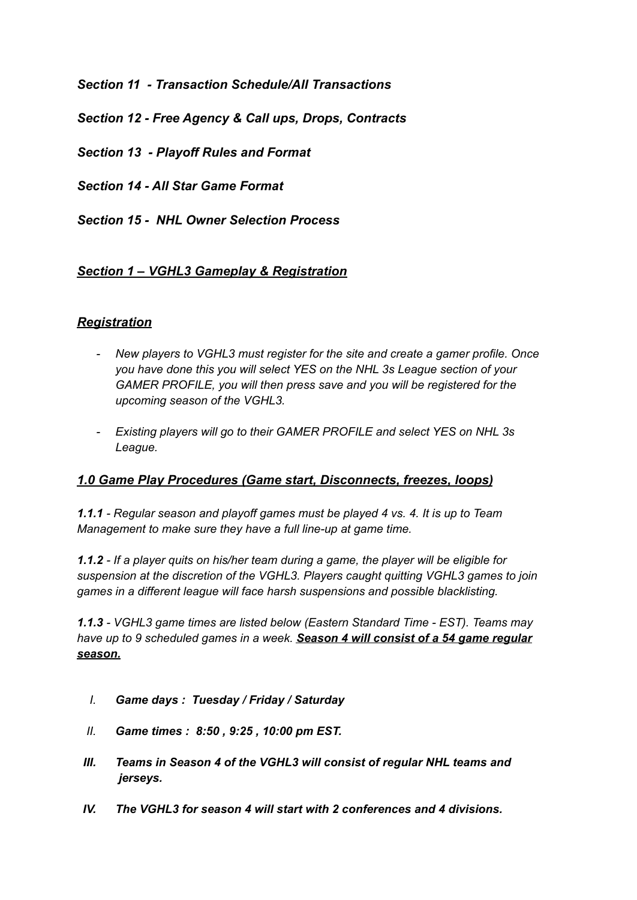***Section 11 - Transaction Schedule/All Transactions***

***Section 12 - Free Agency & Call ups, Drops, Contracts***

***Section 13 - Playoff Rules and Format***

***Section 14 - All Star Game Format***

***Section 15 - NHL Owner Selection Process***

## ***Section 1 – VGHL3 Gameplay & Registration***

### ***Registration***

- *New players to VGHL3 must register for the site and create a gamer profile. Once you have done this you will select YES on the NHL 3s League section of your GAMER PROFILE, you will then press save and you will be registered for the upcoming season of the VGHL3.*

- *Existing players will go to their GAMER PROFILE and select YES on NHL 3s League.*

### ***1.0 Game Play Procedures (Game start, Disconnects, freezes, loops)***

***1.1.1*** *- Regular season and playoff games must be played 4 vs. 4. It is up to Team Management to make sure they have a full line-up at game time.*

***1.1.2*** *- If a player quits on his/her team during a game, the player will be eligible for suspension at the discretion of the VGHL3. Players caught quitting VGHL3 games to join games in a different league will face harsh suspensions and possible blacklisting.*

***1.1.3*** *- VGHL3 game times are listed below (Eastern Standard Time - EST). Teams may have up to 9 scheduled games in a week.* ***Season 4 will consist of a 54 game regular season.***

I. ***Game days : Tuesday / Friday / Saturday***

II. ***Game times : 8:50 , 9:25 , 10:00 pm EST.***

III. ***Teams in Season 4 of the VGHL3 will consist of regular NHL teams and jerseys.***

IV. ***The VGHL3 for season 4 will start with 2 conferences and 4 divisions.***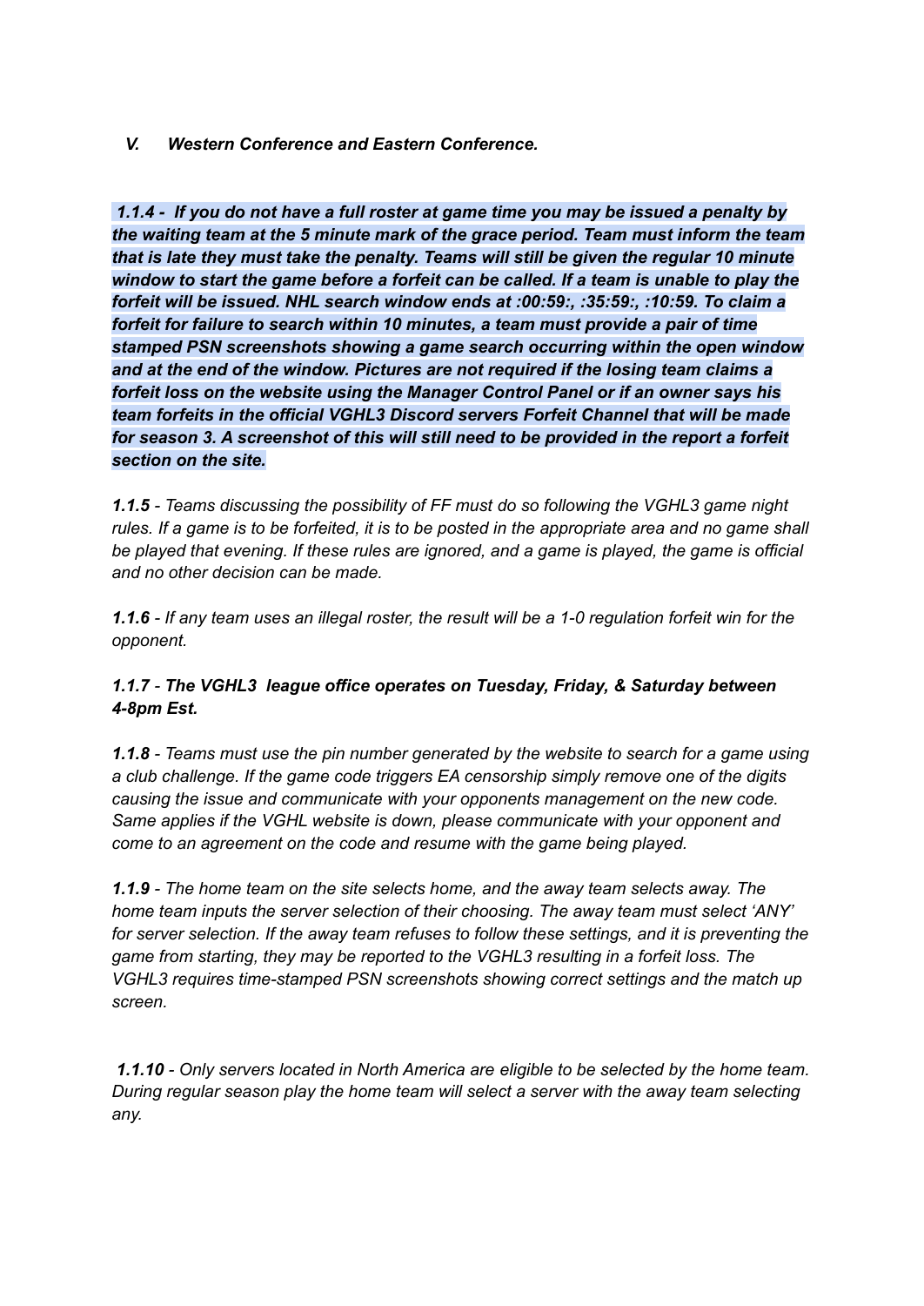### *V. Western Conference and Eastern Conference.*

***1.1.4 - If you do not have a full roster at game time you may be issued a penalty by the waiting team at the 5 minute mark of the grace period. Team must inform the team that is late they must take the penalty. Teams will still be given the regular 10 minute window to start the game before a forfeit can be called. If a team is unable to play the forfeit will be issued. NHL search window ends at :00:59:, :35:59:, :10:59. To claim a forfeit for failure to search within 10 minutes, a team must provide a pair of time stamped PSN screenshots showing a game search occurring within the open window and at the end of the window. Pictures are not required if the losing team claims a forfeit loss on the website using the Manager Control Panel or if an owner says his team forfeits in the official VGHL3 Discord servers Forfeit Channel that will be made for season 3. A screenshot of this will still need to be provided in the report a forfeit section on the site.***

***1.1.5*** *- Teams discussing the possibility of FF must do so following the VGHL3 game night rules. If a game is to be forfeited, it is to be posted in the appropriate area and no game shall be played that evening. If these rules are ignored, and a game is played, the game is official and no other decision can be made.*

***1.1.6*** *- If any team uses an illegal roster, the result will be a 1-0 regulation forfeit win for the opponent.*

***1.1.7*** *-* ***The VGHL3 league office operates on Tuesday, Friday, & Saturday between 4-8pm Est.***

***1.1.8*** *- Teams must use the pin number generated by the website to search for a game using a club challenge. If the game code triggers EA censorship simply remove one of the digits causing the issue and communicate with your opponents management on the new code. Same applies if the VGHL website is down, please communicate with your opponent and come to an agreement on the code and resume with the game being played.*

***1.1.9*** *- The home team on the site selects home, and the away team selects away. The home team inputs the server selection of their choosing. The away team must select 'ANY' for server selection. If the away team refuses to follow these settings, and it is preventing the game from starting, they may be reported to the VGHL3 resulting in a forfeit loss. The VGHL3 requires time-stamped PSN screenshots showing correct settings and the match up screen.*

***1.1.10*** *- Only servers located in North America are eligible to be selected by the home team. During regular season play the home team will select a server with the away team selecting any.*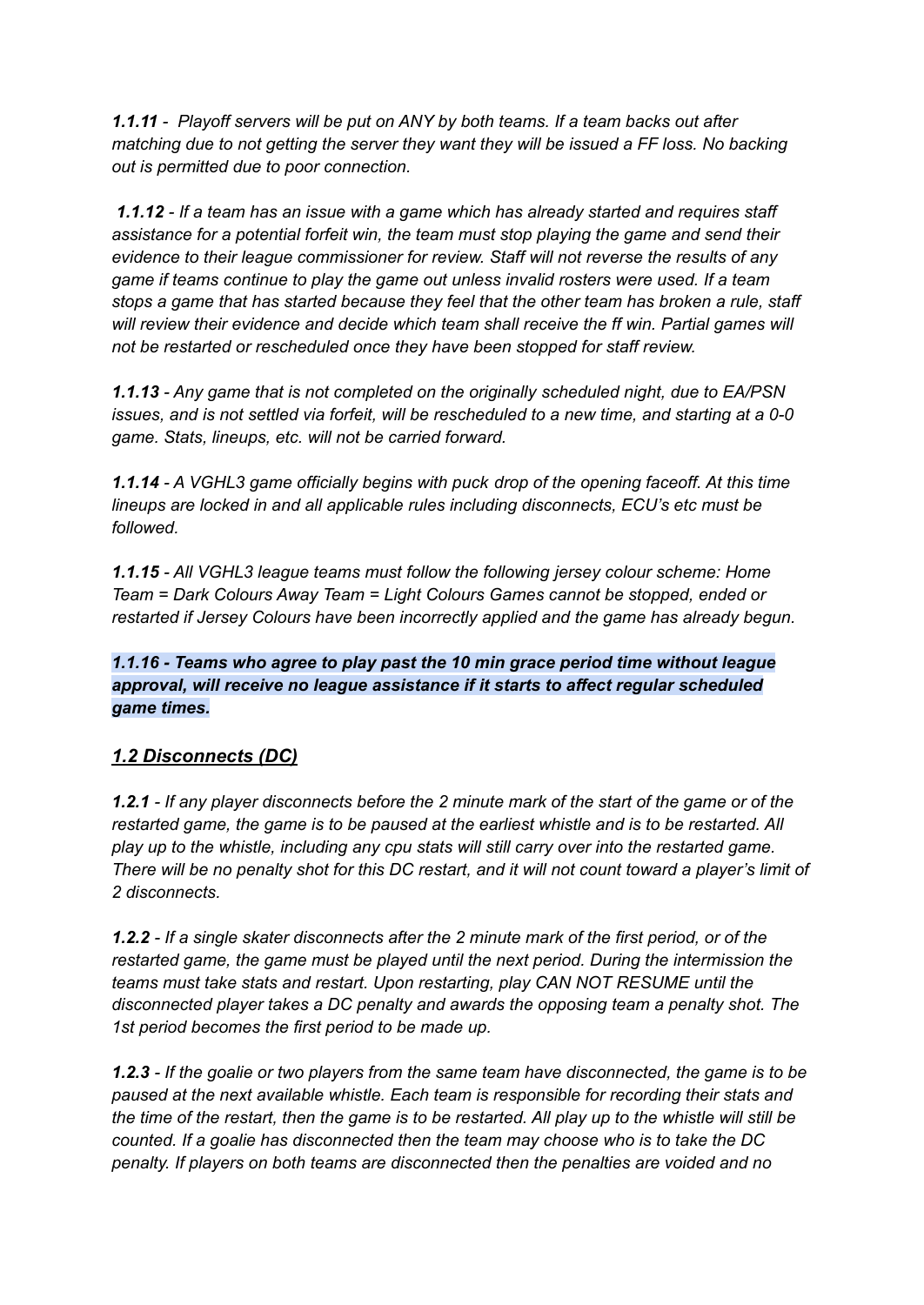***1.1.11*** *- Playoff servers will be put on ANY by both teams. If a team backs out after matching due to not getting the server they want they will be issued a FF loss. No backing out is permitted due to poor connection.*

***1.1.12*** *- If a team has an issue with a game which has already started and requires staff assistance for a potential forfeit win, the team must stop playing the game and send their evidence to their league commissioner for review. Staff will not reverse the results of any game if teams continue to play the game out unless invalid rosters were used. If a team stops a game that has started because they feel that the other team has broken a rule, staff will review their evidence and decide which team shall receive the ff win. Partial games will not be restarted or rescheduled once they have been stopped for staff review.*

***1.1.13*** *- Any game that is not completed on the originally scheduled night, due to EA/PSN issues, and is not settled via forfeit, will be rescheduled to a new time, and starting at a 0-0 game. Stats, lineups, etc. will not be carried forward.*

***1.1.14*** *- A VGHL3 game officially begins with puck drop of the opening faceoff. At this time lineups are locked in and all applicable rules including disconnects, ECU's etc must be followed.*

***1.1.15*** *- All VGHL3 league teams must follow the following jersey colour scheme: Home Team = Dark Colours Away Team = Light Colours Games cannot be stopped, ended or restarted if Jersey Colours have been incorrectly applied and the game has already begun.*

***1.1.16 - Teams who agree to play past the 10 min grace period time without league approval, will receive no league assistance if it starts to affect regular scheduled game times.***

## *1.2 Disconnects (DC)*

***1.2.1*** *- If any player disconnects before the 2 minute mark of the start of the game or of the restarted game, the game is to be paused at the earliest whistle and is to be restarted. All play up to the whistle, including any cpu stats will still carry over into the restarted game. There will be no penalty shot for this DC restart, and it will not count toward a player's limit of 2 disconnects.*

***1.2.2*** *- If a single skater disconnects after the 2 minute mark of the first period, or of the restarted game, the game must be played until the next period. During the intermission the teams must take stats and restart. Upon restarting, play CAN NOT RESUME until the disconnected player takes a DC penalty and awards the opposing team a penalty shot. The 1st period becomes the first period to be made up.*

***1.2.3*** *- If the goalie or two players from the same team have disconnected, the game is to be paused at the next available whistle. Each team is responsible for recording their stats and the time of the restart, then the game is to be restarted. All play up to the whistle will still be counted. If a goalie has disconnected then the team may choose who is to take the DC penalty. If players on both teams are disconnected then the penalties are voided and no*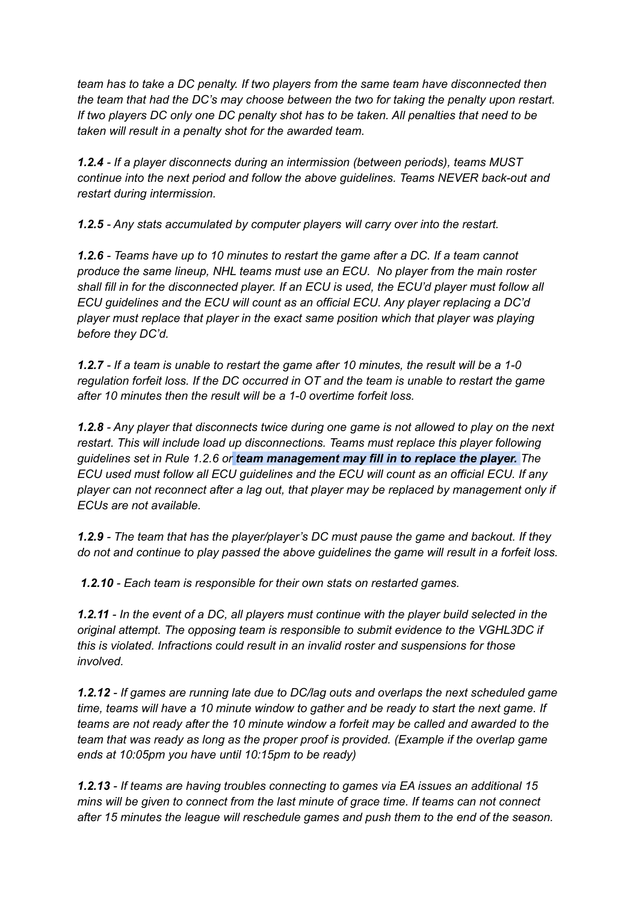*team has to take a DC penalty. If two players from the same team have disconnected then the team that had the DC's may choose between the two for taking the penalty upon restart. If two players DC only one DC penalty shot has to be taken. All penalties that need to be taken will result in a penalty shot for the awarded team.*

***1.2.4*** *- If a player disconnects during an intermission (between periods), teams MUST continue into the next period and follow the above guidelines. Teams NEVER back-out and restart during intermission.*

***1.2.5*** *- Any stats accumulated by computer players will carry over into the restart.*

***1.2.6*** *- Teams have up to 10 minutes to restart the game after a DC. If a team cannot produce the same lineup, NHL teams must use an ECU. No player from the main roster shall fill in for the disconnected player. If an ECU is used, the ECU'd player must follow all ECU guidelines and the ECU will count as an official ECU. Any player replacing a DC'd player must replace that player in the exact same position which that player was playing before they DC'd.*

***1.2.7*** *- If a team is unable to restart the game after 10 minutes, the result will be a 1-0 regulation forfeit loss. If the DC occurred in OT and the team is unable to restart the game after 10 minutes then the result will be a 1-0 overtime forfeit loss.*

***1.2.8*** *- Any player that disconnects twice during one game is not allowed to play on the next restart. This will include load up disconnections. Teams must replace this player following guidelines set in Rule 1.2.6 or* ***team management may fill in to replace the player.*** *The ECU used must follow all ECU guidelines and the ECU will count as an official ECU. If any player can not reconnect after a lag out, that player may be replaced by management only if ECUs are not available.*

***1.2.9*** *- The team that has the player/player's DC must pause the game and backout. If they do not and continue to play passed the above guidelines the game will result in a forfeit loss.*

***1.2.10*** *- Each team is responsible for their own stats on restarted games.*

***1.2.11*** *- In the event of a DC, all players must continue with the player build selected in the original attempt. The opposing team is responsible to submit evidence to the VGHL3DC if this is violated. Infractions could result in an invalid roster and suspensions for those involved.*

***1.2.12*** *- If games are running late due to DC/lag outs and overlaps the next scheduled game time, teams will have a 10 minute window to gather and be ready to start the next game. If teams are not ready after the 10 minute window a forfeit may be called and awarded to the team that was ready as long as the proper proof is provided. (Example if the overlap game ends at 10:05pm you have until 10:15pm to be ready)*

***1.2.13*** *- If teams are having troubles connecting to games via EA issues an additional 15 mins will be given to connect from the last minute of grace time. If teams can not connect after 15 minutes the league will reschedule games and push them to the end of the season.*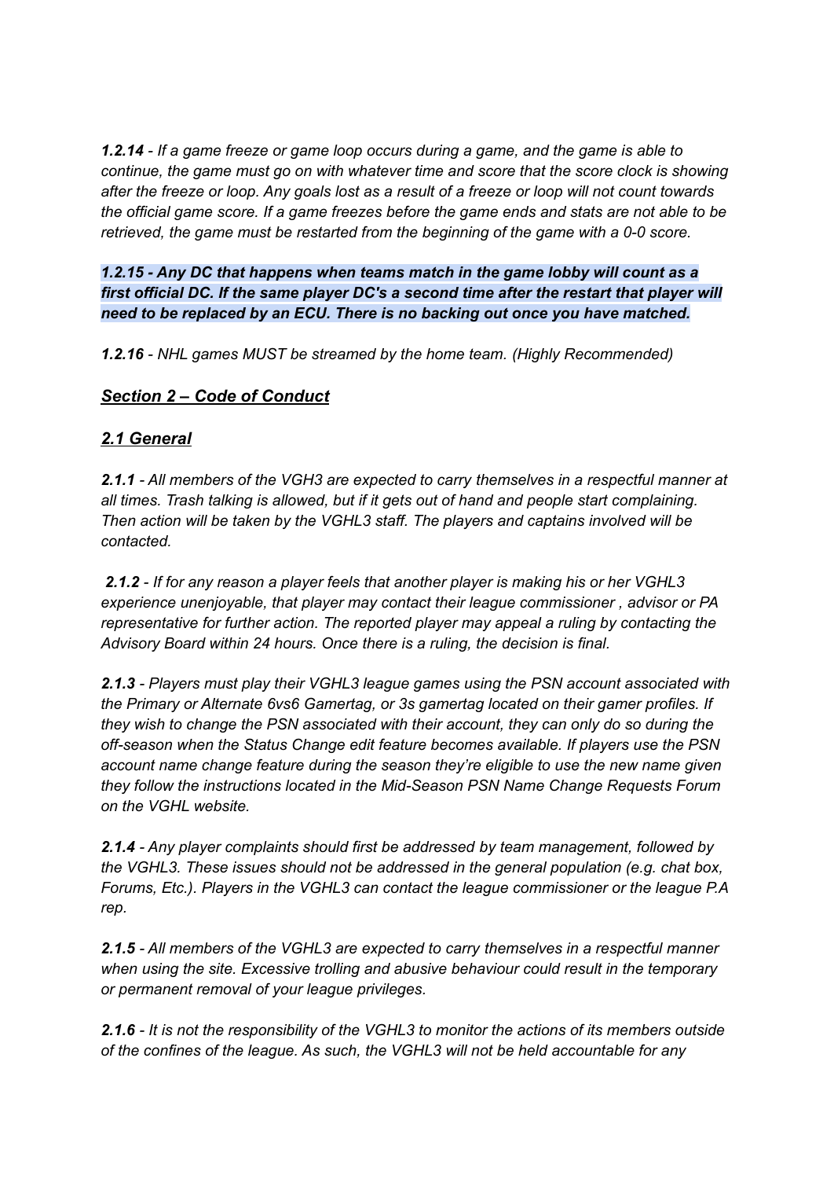***1.2.14*** *- If a game freeze or game loop occurs during a game, and the game is able to continue, the game must go on with whatever time and score that the score clock is showing after the freeze or loop. Any goals lost as a result of a freeze or loop will not count towards the official game score. If a game freezes before the game ends and stats are not able to be retrieved, the game must be restarted from the beginning of the game with a 0-0 score.*

***1.2.15 - Any DC that happens when teams match in the game lobby will count as a first official DC. If the same player DC's a second time after the restart that player will need to be replaced by an ECU. There is no backing out once you have matched.***

***1.2.16*** *- NHL games MUST be streamed by the home team. (Highly Recommended)*

## ***<u>Section 2 – Code of Conduct</u>***

### ***<u>2.1 General</u>***

***2.1.1*** *- All members of the VGH3 are expected to carry themselves in a respectful manner at all times. Trash talking is allowed, but if it gets out of hand and people start complaining. Then action will be taken by the VGHL3 staff. The players and captains involved will be contacted.*

***2.1.2*** *- If for any reason a player feels that another player is making his or her VGHL3 experience unenjoyable, that player may contact their league commissioner , advisor or PA representative for further action. The reported player may appeal a ruling by contacting the Advisory Board within 24 hours. Once there is a ruling, the decision is final.*

***2.1.3*** *- Players must play their VGHL3 league games using the PSN account associated with the Primary or Alternate 6vs6 Gamertag, or 3s gamertag located on their gamer profiles. If they wish to change the PSN associated with their account, they can only do so during the off-season when the Status Change edit feature becomes available. If players use the PSN account name change feature during the season they're eligible to use the new name given they follow the instructions located in the Mid-Season PSN Name Change Requests Forum on the VGHL website.*

***2.1.4*** *- Any player complaints should first be addressed by team management, followed by the VGHL3. These issues should not be addressed in the general population (e.g. chat box, Forums, Etc.). Players in the VGHL3 can contact the league commissioner or the league P.A rep.*

***2.1.5*** *- All members of the VGHL3 are expected to carry themselves in a respectful manner when using the site. Excessive trolling and abusive behaviour could result in the temporary or permanent removal of your league privileges.*

***2.1.6*** *- It is not the responsibility of the VGHL3 to monitor the actions of its members outside of the confines of the league. As such, the VGHL3 will not be held accountable for any*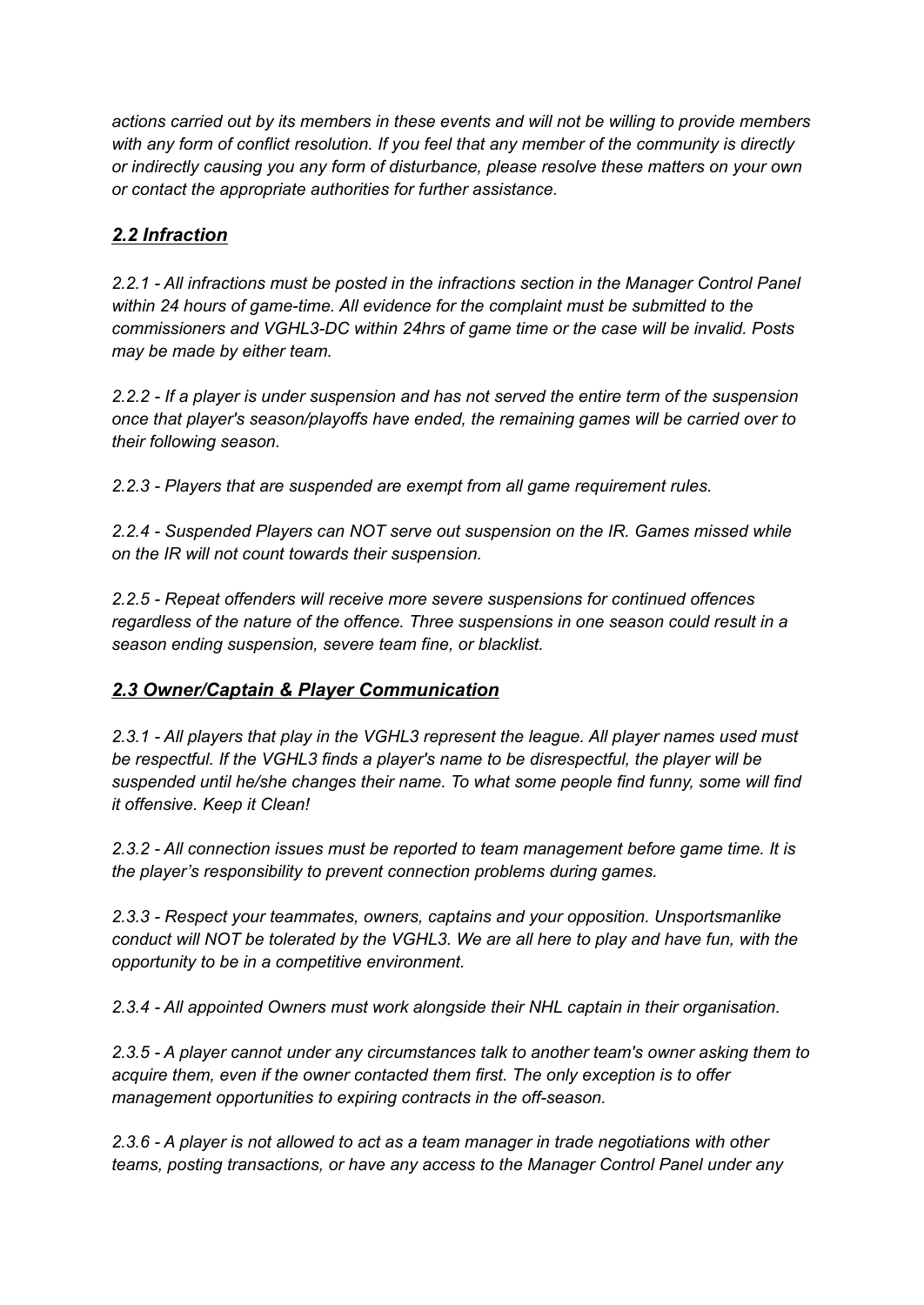*actions carried out by its members in these events and will not be willing to provide members with any form of conflict resolution. If you feel that any member of the community is directly or indirectly causing you any form of disturbance, please resolve these matters on your own or contact the appropriate authorities for further assistance.*

### ***2.2 Infraction***

*2.2.1 - All infractions must be posted in the infractions section in the Manager Control Panel within 24 hours of game-time. All evidence for the complaint must be submitted to the commissioners and VGHL3-DC within 24hrs of game time or the case will be invalid. Posts may be made by either team.*

*2.2.2 - If a player is under suspension and has not served the entire term of the suspension once that player's season/playoffs have ended, the remaining games will be carried over to their following season.*

*2.2.3 - Players that are suspended are exempt from all game requirement rules.*

*2.2.4 - Suspended Players can NOT serve out suspension on the IR. Games missed while on the IR will not count towards their suspension.*

*2.2.5 - Repeat offenders will receive more severe suspensions for continued offences regardless of the nature of the offence. Three suspensions in one season could result in a season ending suspension, severe team fine, or blacklist.*

### ***2.3 Owner/Captain & Player Communication***

*2.3.1 - All players that play in the VGHL3 represent the league. All player names used must be respectful. If the VGHL3 finds a player's name to be disrespectful, the player will be suspended until he/she changes their name. To what some people find funny, some will find it offensive. Keep it Clean!*

*2.3.2 - All connection issues must be reported to team management before game time. It is the player's responsibility to prevent connection problems during games.*

*2.3.3 - Respect your teammates, owners, captains and your opposition. Unsportsmanlike conduct will NOT be tolerated by the VGHL3. We are all here to play and have fun, with the opportunity to be in a competitive environment.*

*2.3.4 - All appointed Owners must work alongside their NHL captain in their organisation.*

*2.3.5 - A player cannot under any circumstances talk to another team's owner asking them to acquire them, even if the owner contacted them first. The only exception is to offer management opportunities to expiring contracts in the off-season.*

*2.3.6 - A player is not allowed to act as a team manager in trade negotiations with other teams, posting transactions, or have any access to the Manager Control Panel under any*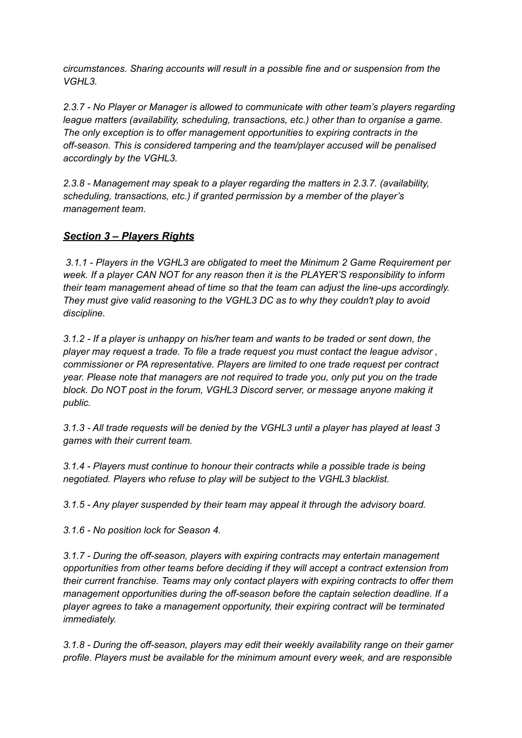*circumstances. Sharing accounts will result in a possible fine and or suspension from the VGHL3.*

*2.3.7 - No Player or Manager is allowed to communicate with other team's players regarding league matters (availability, scheduling, transactions, etc.) other than to organise a game. The only exception is to offer management opportunities to expiring contracts in the off-season. This is considered tampering and the team/player accused will be penalised accordingly by the VGHL3.*

*2.3.8 - Management may speak to a player regarding the matters in 2.3.7. (availability, scheduling, transactions, etc.) if granted permission by a member of the player's management team.*

## ***Section 3 – Players Rights***

*3.1.1 - Players in the VGHL3 are obligated to meet the Minimum 2 Game Requirement per week. If a player CAN NOT for any reason then it is the PLAYER'S responsibility to inform their team management ahead of time so that the team can adjust the line-ups accordingly. They must give valid reasoning to the VGHL3 DC as to why they couldn't play to avoid discipline.*

*3.1.2 - If a player is unhappy on his/her team and wants to be traded or sent down, the player may request a trade. To file a trade request you must contact the league advisor , commissioner or PA representative. Players are limited to one trade request per contract year. Please note that managers are not required to trade you, only put you on the trade block. Do NOT post in the forum, VGHL3 Discord server, or message anyone making it public.*

*3.1.3 - All trade requests will be denied by the VGHL3 until a player has played at least 3 games with their current team.*

*3.1.4 - Players must continue to honour their contracts while a possible trade is being negotiated. Players who refuse to play will be subject to the VGHL3 blacklist.*

*3.1.5 - Any player suspended by their team may appeal it through the advisory board.*

*3.1.6 - No position lock for Season 4.*

*3.1.7 - During the off-season, players with expiring contracts may entertain management opportunities from other teams before deciding if they will accept a contract extension from their current franchise. Teams may only contact players with expiring contracts to offer them management opportunities during the off-season before the captain selection deadline. If a player agrees to take a management opportunity, their expiring contract will be terminated immediately.*

*3.1.8 - During the off-season, players may edit their weekly availability range on their gamer profile. Players must be available for the minimum amount every week, and are responsible*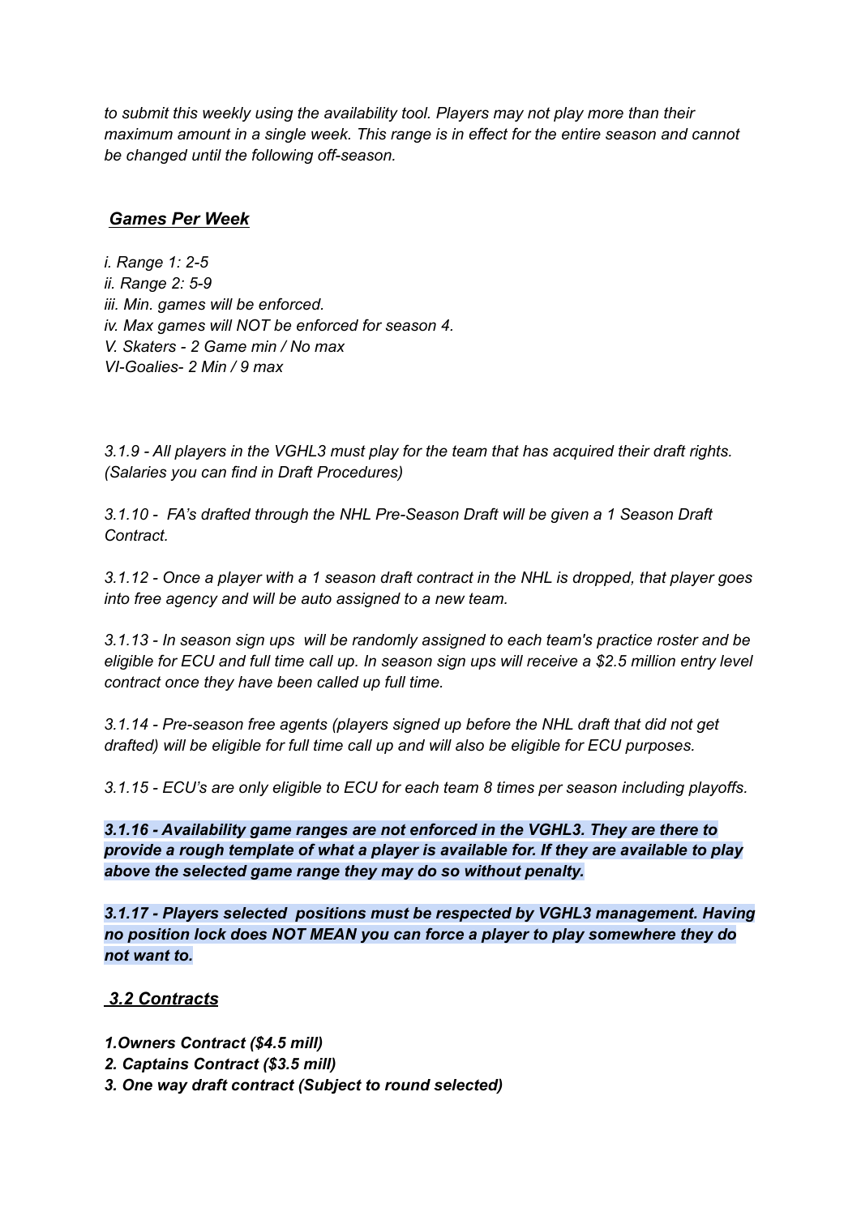*to submit this weekly using the availability tool. Players may not play more than their maximum amount in a single week. This range is in effect for the entire season and cannot be changed until the following off-season.*

***Games Per Week***

*i. Range 1: 2-5*
*ii. Range 2: 5-9*
*iii. Min. games will be enforced.*
*iv. Max games will NOT be enforced for season 4.*
*V. Skaters - 2 Game min / No max*
*VI-Goalies- 2 Min / 9 max*

*3.1.9 - All players in the VGHL3 must play for the team that has acquired their draft rights. (Salaries you can find in Draft Procedures)*

*3.1.10 - FA's drafted through the NHL Pre-Season Draft will be given a 1 Season Draft Contract.*

*3.1.12 - Once a player with a 1 season draft contract in the NHL is dropped, that player goes into free agency and will be auto assigned to a new team.*

*3.1.13 - In season sign ups will be randomly assigned to each team's practice roster and be eligible for ECU and full time call up. In season sign ups will receive a $2.5 million entry level contract once they have been called up full time.*

*3.1.14 - Pre-season free agents (players signed up before the NHL draft that did not get drafted) will be eligible for full time call up and will also be eligible for ECU purposes.*

*3.1.15 - ECU's are only eligible to ECU for each team 8 times per season including playoffs.*

***3.1.16 - Availability game ranges are not enforced in the VGHL3. They are there to provide a rough template of what a player is available for. If they are available to play above the selected game range they may do so without penalty.***

***3.1.17 - Players selected positions must be respected by VGHL3 management. Having no position lock does NOT MEAN you can force a player to play somewhere they do not want to.***

## ***3.2 Contracts***

***1.Owners Contract ($4.5 mill)***
***2. Captains Contract ($3.5 mill)***
***3. One way draft contract (Subject to round selected)***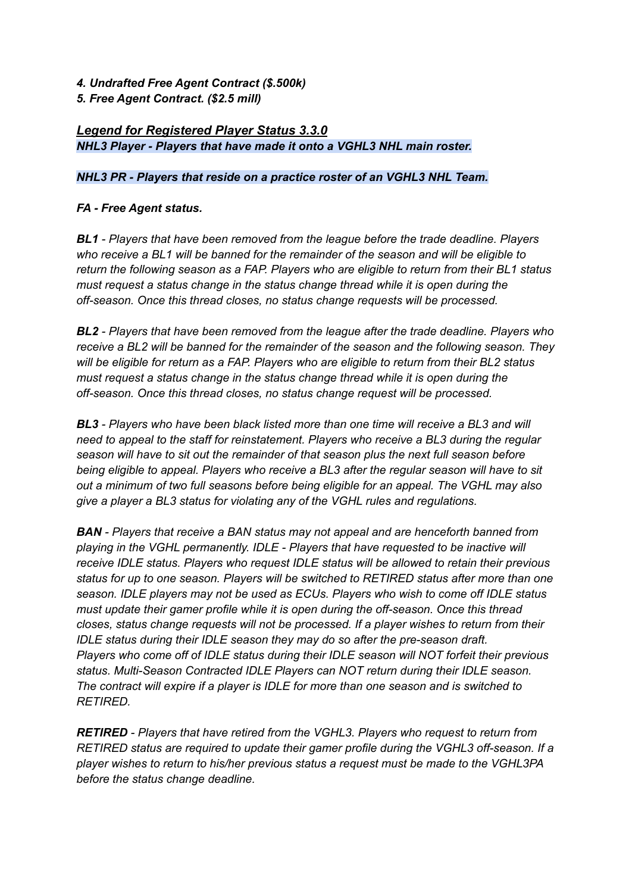***4. Undrafted Free Agent Contract ($.500k)***
***5. Free Agent Contract. ($2.5 mill)***

***<u>Legend for Registered Player Status 3.3.0</u>***
***NHL3 Player - Players that have made it onto a VGHL3 NHL main roster.***

***NHL3 PR - Players that reside on a practice roster of an VGHL3 NHL Team.***

***FA - Free Agent status.***

***BL1*** *- Players that have been removed from the league before the trade deadline. Players who receive a BL1 will be banned for the remainder of the season and will be eligible to return the following season as a FAP. Players who are eligible to return from their BL1 status must request a status change in the status change thread while it is open during the off-season. Once this thread closes, no status change requests will be processed.*

***BL2*** *- Players that have been removed from the league after the trade deadline. Players who receive a BL2 will be banned for the remainder of the season and the following season. They will be eligible for return as a FAP. Players who are eligible to return from their BL2 status must request a status change in the status change thread while it is open during the off-season. Once this thread closes, no status change request will be processed.*

***BL3*** *- Players who have been black listed more than one time will receive a BL3 and will need to appeal to the staff for reinstatement. Players who receive a BL3 during the regular season will have to sit out the remainder of that season plus the next full season before being eligible to appeal. Players who receive a BL3 after the regular season will have to sit out a minimum of two full seasons before being eligible for an appeal. The VGHL may also give a player a BL3 status for violating any of the VGHL rules and regulations.*

***BAN*** *- Players that receive a BAN status may not appeal and are henceforth banned from playing in the VGHL permanently. IDLE - Players that have requested to be inactive will receive IDLE status. Players who request IDLE status will be allowed to retain their previous status for up to one season. Players will be switched to RETIRED status after more than one season. IDLE players may not be used as ECUs. Players who wish to come off IDLE status must update their gamer profile while it is open during the off-season. Once this thread closes, status change requests will not be processed. If a player wishes to return from their IDLE status during their IDLE season they may do so after the pre-season draft. Players who come off of IDLE status during their IDLE season will NOT forfeit their previous status. Multi-Season Contracted IDLE Players can NOT return during their IDLE season. The contract will expire if a player is IDLE for more than one season and is switched to RETIRED.*

***RETIRED*** *- Players that have retired from the VGHL3. Players who request to return from RETIRED status are required to update their gamer profile during the VGHL3 off-season. If a player wishes to return to his/her previous status a request must be made to the VGHL3PA before the status change deadline.*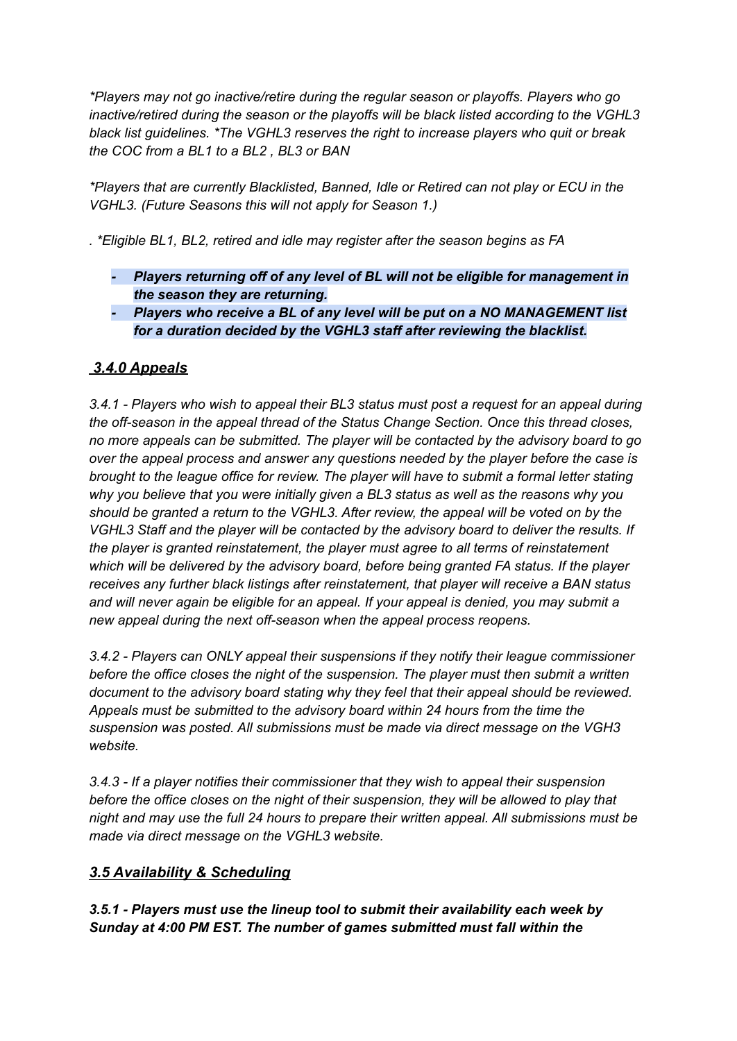*\*Players may not go inactive/retire during the regular season or playoffs. Players who go inactive/retired during the season or the playoffs will be black listed according to the VGHL3 black list guidelines. \*The VGHL3 reserves the right to increase players who quit or break the COC from a BL1 to a BL2 , BL3 or BAN*

*\*Players that are currently Blacklisted, Banned, Idle or Retired can not play or ECU in the VGHL3. (Future Seasons this will not apply for Season 1.)*

*. \*Eligible BL1, BL2, retired and idle may register after the season begins as FA*

- ***Players returning off of any level of BL will not be eligible for management in the season they are returning.***
- ***Players who receive a BL of any level will be put on a NO MANAGEMENT list for a duration decided by the VGHL3 staff after reviewing the blacklist.***

## *3.4.0 Appeals*

*3.4.1 - Players who wish to appeal their BL3 status must post a request for an appeal during the off-season in the appeal thread of the Status Change Section. Once this thread closes, no more appeals can be submitted. The player will be contacted by the advisory board to go over the appeal process and answer any questions needed by the player before the case is brought to the league office for review. The player will have to submit a formal letter stating why you believe that you were initially given a BL3 status as well as the reasons why you should be granted a return to the VGHL3. After review, the appeal will be voted on by the VGHL3 Staff and the player will be contacted by the advisory board to deliver the results. If the player is granted reinstatement, the player must agree to all terms of reinstatement which will be delivered by the advisory board, before being granted FA status. If the player receives any further black listings after reinstatement, that player will receive a BAN status and will never again be eligible for an appeal. If your appeal is denied, you may submit a new appeal during the next off-season when the appeal process reopens.*

*3.4.2 - Players can ONLY appeal their suspensions if they notify their league commissioner before the office closes the night of the suspension. The player must then submit a written document to the advisory board stating why they feel that their appeal should be reviewed. Appeals must be submitted to the advisory board within 24 hours from the time the suspension was posted. All submissions must be made via direct message on the VGH3 website.*

*3.4.3 - If a player notifies their commissioner that they wish to appeal their suspension before the office closes on the night of their suspension, they will be allowed to play that night and may use the full 24 hours to prepare their written appeal. All submissions must be made via direct message on the VGHL3 website.*

## *3.5 Availability & Scheduling*

***3.5.1 - Players must use the lineup tool to submit their availability each week by Sunday at 4:00 PM EST. The number of games submitted must fall within the***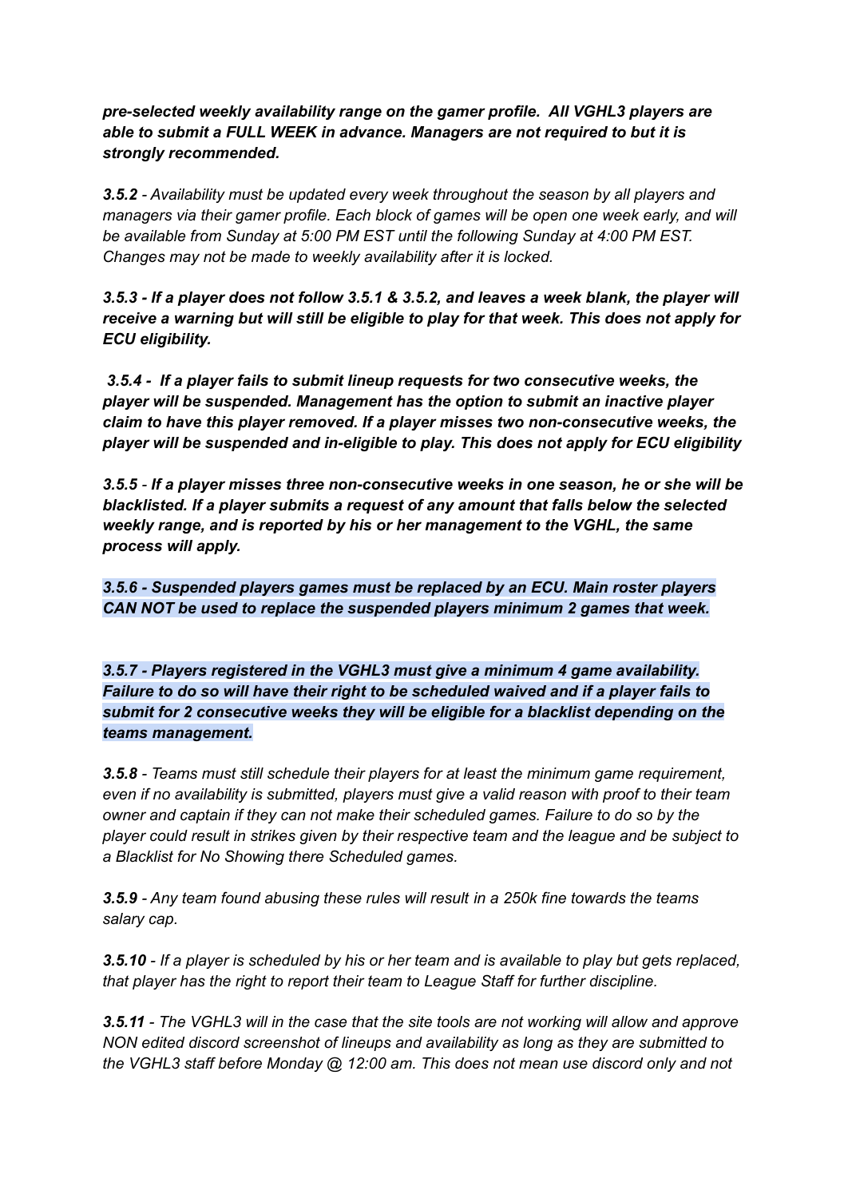***pre-selected weekly availability range on the gamer profile.  All VGHL3 players are able to submit a FULL WEEK in advance. Managers are not required to but it is strongly recommended.***

***3.5.2*** *- Availability must be updated every week throughout the season by all players and managers via their gamer profile. Each block of games will be open one week early, and will be available from Sunday at 5:00 PM EST until the following Sunday at 4:00 PM EST. Changes may not be made to weekly availability after it is locked.*

***3.5.3 - If a player does not follow 3.5.1 & 3.5.2, and leaves a week blank, the player will receive a warning but will still be eligible to play for that week. This does not apply for ECU eligibility.***

***3.5.4 -  If a player fails to submit lineup requests for two consecutive weeks, the player will be suspended. Management has the option to submit an inactive player claim to have this player removed. If a player misses two non-consecutive weeks, the player will be suspended and in-eligible to play. This does not apply for ECU eligibility***

***3.5.5*** *-* ***If a player misses three non-consecutive weeks in one season, he or she will be blacklisted. If a player submits a request of any amount that falls below the selected weekly range, and is reported by his or her management to the VGHL, the same process will apply.***

***3.5.6 - Suspended players games must be replaced by an ECU. Main roster players CAN NOT be used to replace the suspended players minimum 2 games that week.***

***3.5.7 - Players registered in the VGHL3 must give a minimum 4 game availability. Failure to do so will have their right to be scheduled waived and if a player fails to submit for 2 consecutive weeks they will be eligible for a blacklist depending on the teams management.***

***3.5.8*** *- Teams must still schedule their players for at least the minimum game requirement, even if no availability is submitted, players must give a valid reason with proof to their team owner and captain if they can not make their scheduled games. Failure to do so by the player could result in strikes given by their respective team and the league and be subject to a Blacklist for No Showing there Scheduled games.*

***3.5.9*** *- Any team found abusing these rules will result in a 250k fine towards the teams salary cap.*

***3.5.10*** *- If a player is scheduled by his or her team and is available to play but gets replaced, that player has the right to report their team to League Staff for further discipline.*

***3.5.11*** *- The VGHL3 will in the case that the site tools are not working will allow and approve NON edited discord screenshot of lineups and availability as long as they are submitted to the VGHL3 staff before Monday @ 12:00 am. This does not mean use discord only and not*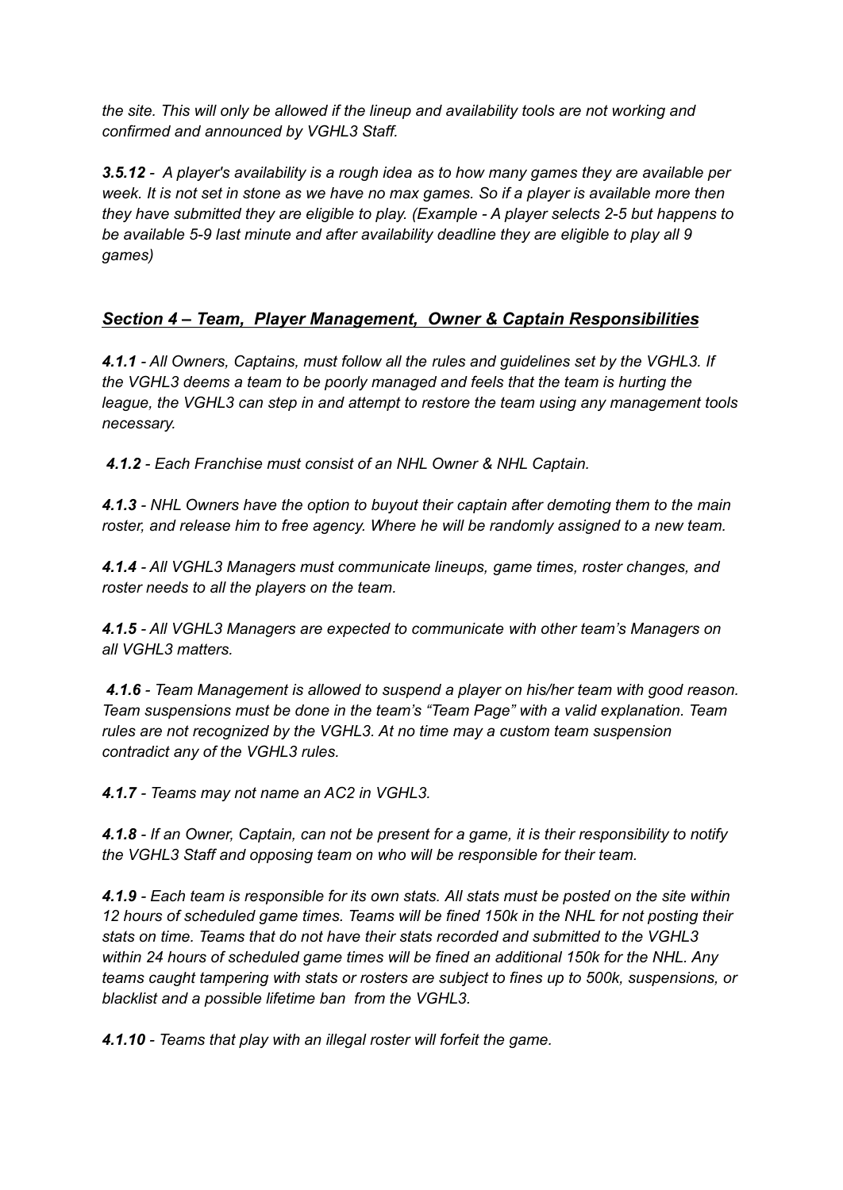*the site. This will only be allowed if the lineup and availability tools are not working and confirmed and announced by VGHL3 Staff.*

***3.5.12*** *- A player's availability is a rough idea as to how many games they are available per week. It is not set in stone as we have no max games. So if a player is available more then they have submitted they are eligible to play. (Example - A player selects 2-5 but happens to be available 5-9 last minute and after availability deadline they are eligible to play all 9 games)*

## ***Section 4 – Team, Player Management, Owner & Captain Responsibilities***

***4.1.1*** *- All Owners, Captains, must follow all the rules and guidelines set by the VGHL3. If the VGHL3 deems a team to be poorly managed and feels that the team is hurting the league, the VGHL3 can step in and attempt to restore the team using any management tools necessary.*

***4.1.2*** *- Each Franchise must consist of an NHL Owner & NHL Captain.*

***4.1.3*** *- NHL Owners have the option to buyout their captain after demoting them to the main roster, and release him to free agency. Where he will be randomly assigned to a new team.*

***4.1.4*** *- All VGHL3 Managers must communicate lineups, game times, roster changes, and roster needs to all the players on the team.*

***4.1.5*** *- All VGHL3 Managers are expected to communicate with other team's Managers on all VGHL3 matters.*

***4.1.6*** *- Team Management is allowed to suspend a player on his/her team with good reason. Team suspensions must be done in the team's "Team Page" with a valid explanation. Team rules are not recognized by the VGHL3. At no time may a custom team suspension contradict any of the VGHL3 rules.*

***4.1.7*** *- Teams may not name an AC2 in VGHL3.*

***4.1.8*** *- If an Owner, Captain, can not be present for a game, it is their responsibility to notify the VGHL3 Staff and opposing team on who will be responsible for their team.*

***4.1.9*** *- Each team is responsible for its own stats. All stats must be posted on the site within 12 hours of scheduled game times. Teams will be fined 150k in the NHL for not posting their stats on time. Teams that do not have their stats recorded and submitted to the VGHL3 within 24 hours of scheduled game times will be fined an additional 150k for the NHL. Any teams caught tampering with stats or rosters are subject to fines up to 500k, suspensions, or blacklist and a possible lifetime ban from the VGHL3.*

***4.1.10*** *- Teams that play with an illegal roster will forfeit the game.*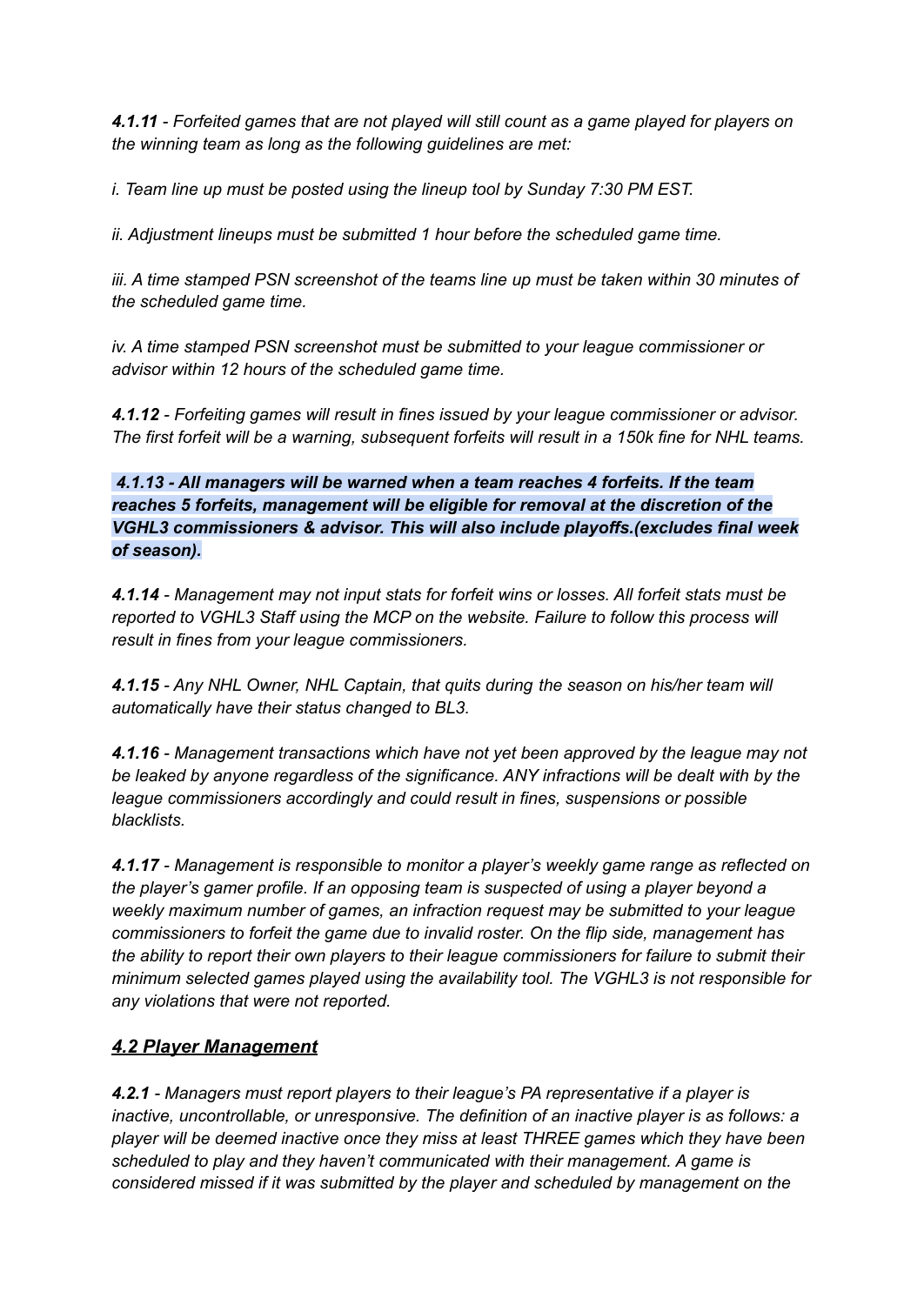***4.1.11*** *- Forfeited games that are not played will still count as a game played for players on the winning team as long as the following guidelines are met:*

*i. Team line up must be posted using the lineup tool by Sunday 7:30 PM EST.*

*ii. Adjustment lineups must be submitted 1 hour before the scheduled game time.*

*iii. A time stamped PSN screenshot of the teams line up must be taken within 30 minutes of the scheduled game time.*

*iv. A time stamped PSN screenshot must be submitted to your league commissioner or advisor within 12 hours of the scheduled game time.*

***4.1.12*** *- Forfeiting games will result in fines issued by your league commissioner or advisor. The first forfeit will be a warning, subsequent forfeits will result in a 150k fine for NHL teams.*

***4.1.13 - All managers will be warned when a team reaches 4 forfeits. If the team reaches 5 forfeits, management will be eligible for removal at the discretion of the VGHL3 commissioners & advisor. This will also include playoffs.(excludes final week of season).***

***4.1.14*** *- Management may not input stats for forfeit wins or losses. All forfeit stats must be reported to VGHL3 Staff using the MCP on the website. Failure to follow this process will result in fines from your league commissioners.*

***4.1.15*** *- Any NHL Owner, NHL Captain, that quits during the season on his/her team will automatically have their status changed to BL3.*

***4.1.16*** *- Management transactions which have not yet been approved by the league may not be leaked by anyone regardless of the significance. ANY infractions will be dealt with by the league commissioners accordingly and could result in fines, suspensions or possible blacklists.*

***4.1.17*** *- Management is responsible to monitor a player's weekly game range as reflected on the player's gamer profile. If an opposing team is suspected of using a player beyond a weekly maximum number of games, an infraction request may be submitted to your league commissioners to forfeit the game due to invalid roster. On the flip side, management has the ability to report their own players to their league commissioners for failure to submit their minimum selected games played using the availability tool. The VGHL3 is not responsible for any violations that were not reported.*

## ***4.2 Player Management***

***4.2.1*** *- Managers must report players to their league's PA representative if a player is inactive, uncontrollable, or unresponsive. The definition of an inactive player is as follows: a player will be deemed inactive once they miss at least THREE games which they have been scheduled to play and they haven't communicated with their management. A game is considered missed if it was submitted by the player and scheduled by management on the*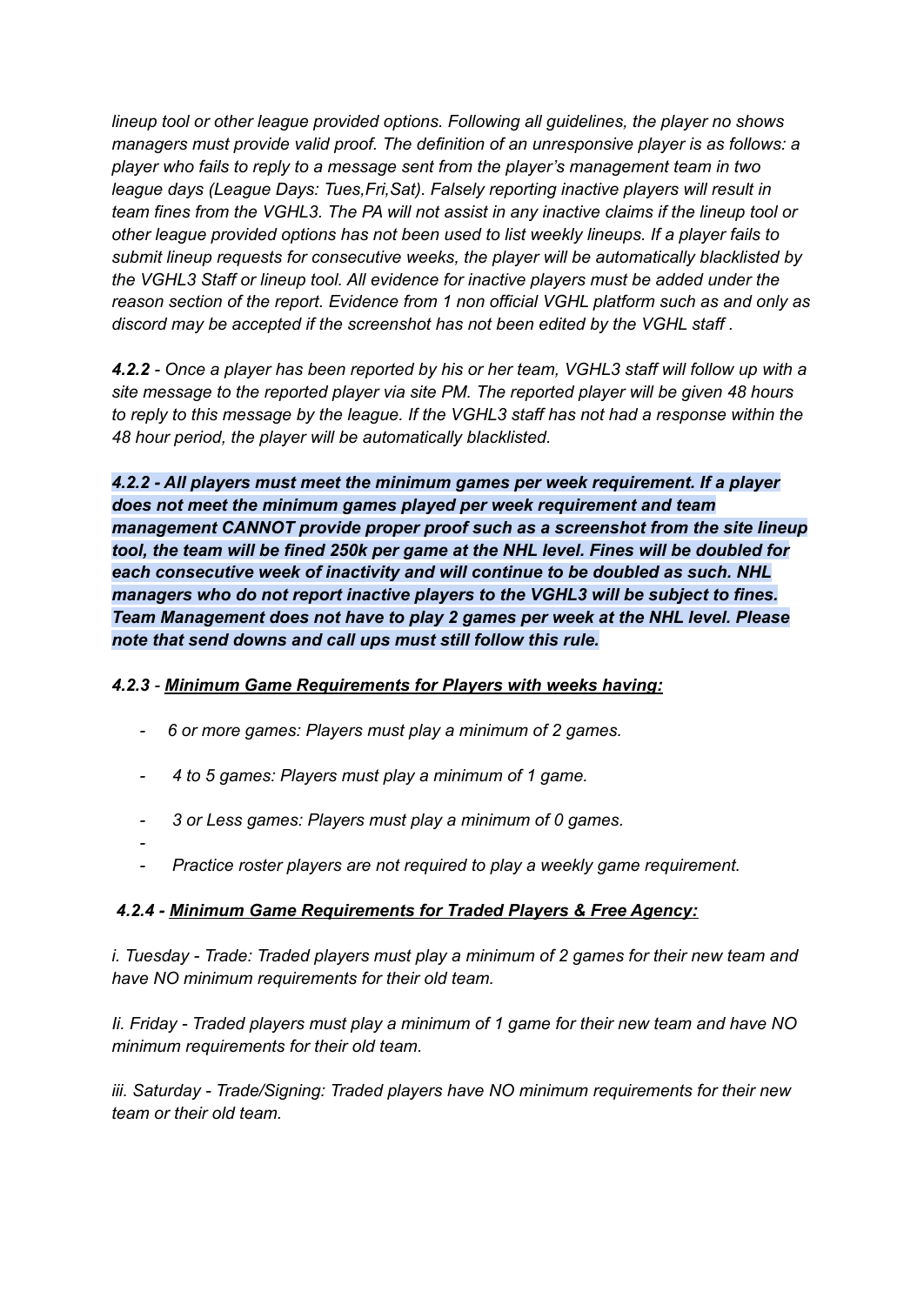*lineup tool or other league provided options. Following all guidelines, the player no shows managers must provide valid proof. The definition of an unresponsive player is as follows: a player who fails to reply to a message sent from the player's management team in two league days (League Days: Tues,Fri,Sat). Falsely reporting inactive players will result in team fines from the VGHL3. The PA will not assist in any inactive claims if the lineup tool or other league provided options has not been used to list weekly lineups. If a player fails to submit lineup requests for consecutive weeks, the player will be automatically blacklisted by the VGHL3 Staff or lineup tool. All evidence for inactive players must be added under the reason section of the report. Evidence from 1 non official VGHL platform such as and only as discord may be accepted if the screenshot has not been edited by the VGHL staff .*

***4.2.2*** *- Once a player has been reported by his or her team, VGHL3 staff will follow up with a site message to the reported player via site PM. The reported player will be given 48 hours to reply to this message by the league. If the VGHL3 staff has not had a response within the 48 hour period, the player will be automatically blacklisted.*

***4.2.2 - All players must meet the minimum games per week requirement. If a player does not meet the minimum games played per week requirement and team management CANNOT provide proper proof such as a screenshot from the site lineup tool, the team will be fined 250k per game at the NHL level. Fines will be doubled for each consecutive week of inactivity and will continue to be doubled as such. NHL managers who do not report inactive players to the VGHL3 will be subject to fines. Team Management does not have to play 2 games per week at the NHL level. Please note that send downs and call ups must still follow this rule.***

***4.2.3*** *- **<u>Minimum Game Requirements for Players with weeks having:</u>***

- *6 or more games: Players must play a minimum of 2 games.*
- *4 to 5 games: Players must play a minimum of 1 game.*
- *3 or Less games: Players must play a minimum of 0 games.*
- 
- *Practice roster players are not required to play a weekly game requirement.*

***4.2.4 - <u>Minimum Game Requirements for Traded Players & Free Agency:</u>***

*i. Tuesday - Trade: Traded players must play a minimum of 2 games for their new team and have NO minimum requirements for their old team.*

*Ii. Friday - Traded players must play a minimum of 1 game for their new team and have NO minimum requirements for their old team.*

*iii. Saturday - Trade/Signing: Traded players have NO minimum requirements for their new team or their old team.*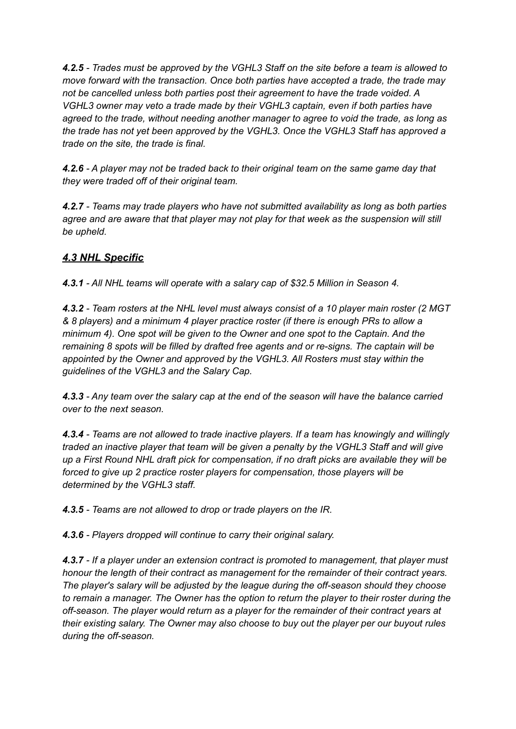***4.2.5** - Trades must be approved by the VGHL3 Staff on the site before a team is allowed to move forward with the transaction. Once both parties have accepted a trade, the trade may not be cancelled unless both parties post their agreement to have the trade voided. A VGHL3 owner may veto a trade made by their VGHL3 captain, even if both parties have agreed to the trade, without needing another manager to agree to void the trade, as long as the trade has not yet been approved by the VGHL3. Once the VGHL3 Staff has approved a trade on the site, the trade is final.*

***4.2.6** - A player may not be traded back to their original team on the same game day that they were traded off of their original team.*

***4.2.7** - Teams may trade players who have not submitted availability as long as both parties agree and are aware that that player may not play for that week as the suspension will still be upheld.*

### ***4.3 NHL Specific***

***4.3.1** - All NHL teams will operate with a salary cap of $32.5 Million in Season 4.*

***4.3.2** - Team rosters at the NHL level must always consist of a 10 player main roster (2 MGT & 8 players) and a minimum 4 player practice roster (if there is enough PRs to allow a minimum 4). One spot will be given to the Owner and one spot to the Captain. And the remaining 8 spots will be filled by drafted free agents and or re-signs. The captain will be appointed by the Owner and approved by the VGHL3. All Rosters must stay within the guidelines of the VGHL3 and the Salary Cap.*

***4.3.3** - Any team over the salary cap at the end of the season will have the balance carried over to the next season.*

***4.3.4** - Teams are not allowed to trade inactive players. If a team has knowingly and willingly traded an inactive player that team will be given a penalty by the VGHL3 Staff and will give up a First Round NHL draft pick for compensation, if no draft picks are available they will be forced to give up 2 practice roster players for compensation, those players will be determined by the VGHL3 staff.*

***4.3.5** - Teams are not allowed to drop or trade players on the IR.*

***4.3.6** - Players dropped will continue to carry their original salary.*

***4.3.7** - If a player under an extension contract is promoted to management, that player must honour the length of their contract as management for the remainder of their contract years. The player's salary will be adjusted by the league during the off-season should they choose to remain a manager. The Owner has the option to return the player to their roster during the off-season. The player would return as a player for the remainder of their contract years at their existing salary. The Owner may also choose to buy out the player per our buyout rules during the off-season.*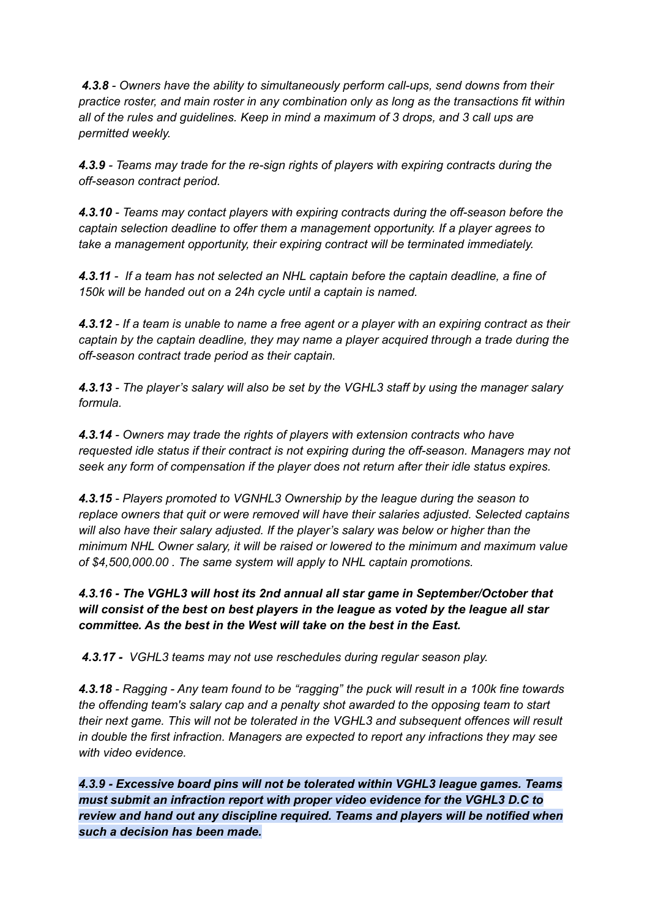***4.3.8** - Owners have the ability to simultaneously perform call-ups, send downs from their practice roster, and main roster in any combination only as long as the transactions fit within all of the rules and guidelines. Keep in mind a maximum of 3 drops, and 3 call ups are permitted weekly.*

***4.3.9** - Teams may trade for the re-sign rights of players with expiring contracts during the off-season contract period.*

***4.3.10** - Teams may contact players with expiring contracts during the off-season before the captain selection deadline to offer them a management opportunity. If a player agrees to take a management opportunity, their expiring contract will be terminated immediately.*

***4.3.11** - If a team has not selected an NHL captain before the captain deadline, a fine of 150k will be handed out on a 24h cycle until a captain is named.*

***4.3.12** - If a team is unable to name a free agent or a player with an expiring contract as their captain by the captain deadline, they may name a player acquired through a trade during the off-season contract trade period as their captain.*

***4.3.13** - The player's salary will also be set by the VGHL3 staff by using the manager salary formula.*

***4.3.14** - Owners may trade the rights of players with extension contracts who have requested idle status if their contract is not expiring during the off-season. Managers may not seek any form of compensation if the player does not return after their idle status expires.*

***4.3.15** - Players promoted to VGNHL3 Ownership by the league during the season to replace owners that quit or were removed will have their salaries adjusted. Selected captains will also have their salary adjusted. If the player's salary was below or higher than the minimum NHL Owner salary, it will be raised or lowered to the minimum and maximum value of $4,500,000.00 . The same system will apply to NHL captain promotions.*

***4.3.16 - The VGHL3 will host its 2nd annual all star game in September/October that will consist of the best on best players in the league as voted by the league all star committee. As the best in the West will take on the best in the East.***

***4.3.17** - VGHL3 teams may not use reschedules during regular season play.*

***4.3.18** - Ragging - Any team found to be "ragging" the puck will result in a 100k fine towards the offending team's salary cap and a penalty shot awarded to the opposing team to start their next game. This will not be tolerated in the VGHL3 and subsequent offences will result in double the first infraction. Managers are expected to report any infractions they may see with video evidence.*

***4.3.9 - Excessive board pins will not be tolerated within VGHL3 league games. Teams must submit an infraction report with proper video evidence for the VGHL3 D.C to review and hand out any discipline required. Teams and players will be notified when such a decision has been made.***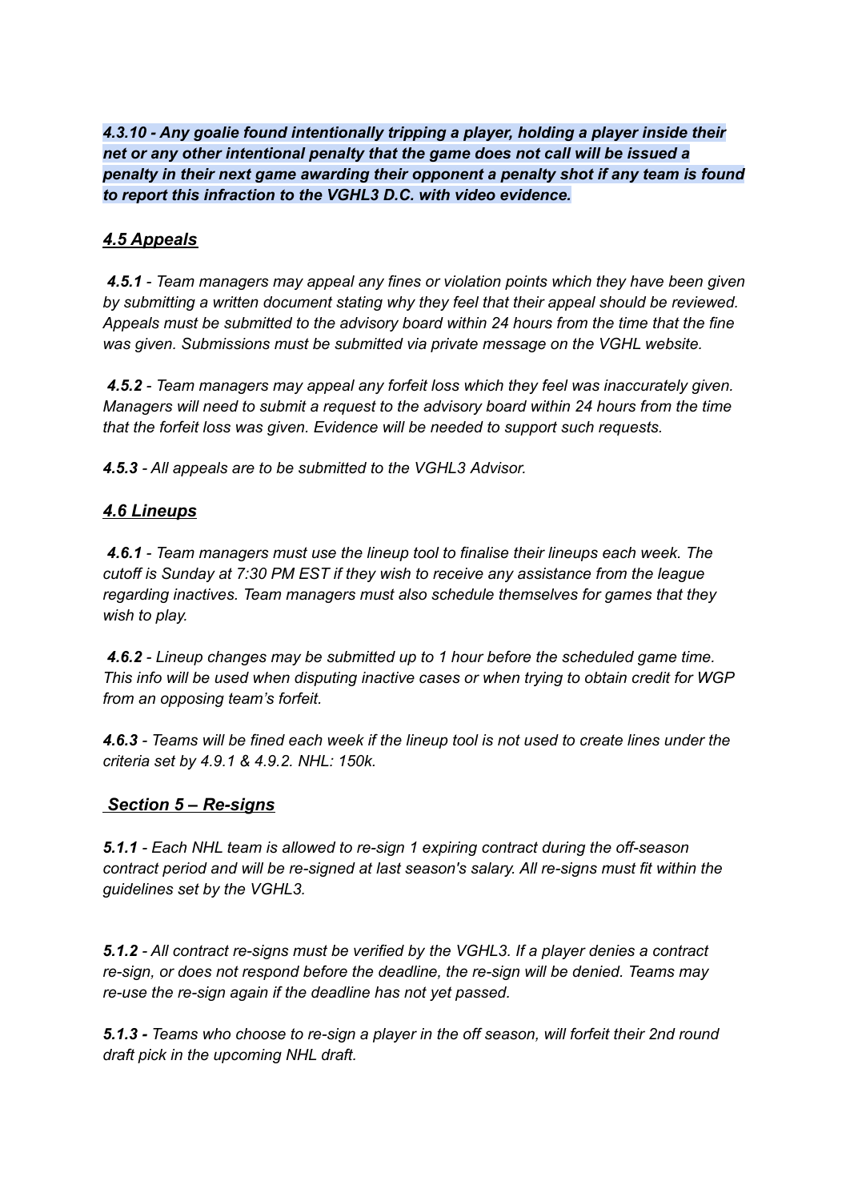***4.3.10 - Any goalie found intentionally tripping a player, holding a player inside their net or any other intentional penalty that the game does not call will be issued a penalty in their next game awarding their opponent a penalty shot if any team is found to report this infraction to the VGHL3 D.C. with video evidence.***

### ***4.5 Appeals***

***4.5.1*** *- Team managers may appeal any fines or violation points which they have been given by submitting a written document stating why they feel that their appeal should be reviewed. Appeals must be submitted to the advisory board within 24 hours from the time that the fine was given. Submissions must be submitted via private message on the VGHL website.*

***4.5.2*** *- Team managers may appeal any forfeit loss which they feel was inaccurately given. Managers will need to submit a request to the advisory board within 24 hours from the time that the forfeit loss was given. Evidence will be needed to support such requests.*

***4.5.3*** *- All appeals are to be submitted to the VGHL3 Advisor.*

### ***4.6 Lineups***

***4.6.1*** *- Team managers must use the lineup tool to finalise their lineups each week. The cutoff is Sunday at 7:30 PM EST if they wish to receive any assistance from the league regarding inactives. Team managers must also schedule themselves for games that they wish to play.*

***4.6.2*** *- Lineup changes may be submitted up to 1 hour before the scheduled game time. This info will be used when disputing inactive cases or when trying to obtain credit for WGP from an opposing team's forfeit.*

***4.6.3*** *- Teams will be fined each week if the lineup tool is not used to create lines under the criteria set by 4.9.1 & 4.9.2. NHL: 150k.*

## ***Section 5 – Re-signs***

***5.1.1*** *- Each NHL team is allowed to re-sign 1 expiring contract during the off-season contract period and will be re-signed at last season's salary. All re-signs must fit within the guidelines set by the VGHL3.*

***5.1.2*** *- All contract re-signs must be verified by the VGHL3. If a player denies a contract re-sign, or does not respond before the deadline, the re-sign will be denied. Teams may re-use the re-sign again if the deadline has not yet passed.*

***5.1.3 -*** *Teams who choose to re-sign a player in the off season, will forfeit their 2nd round draft pick in the upcoming NHL draft.*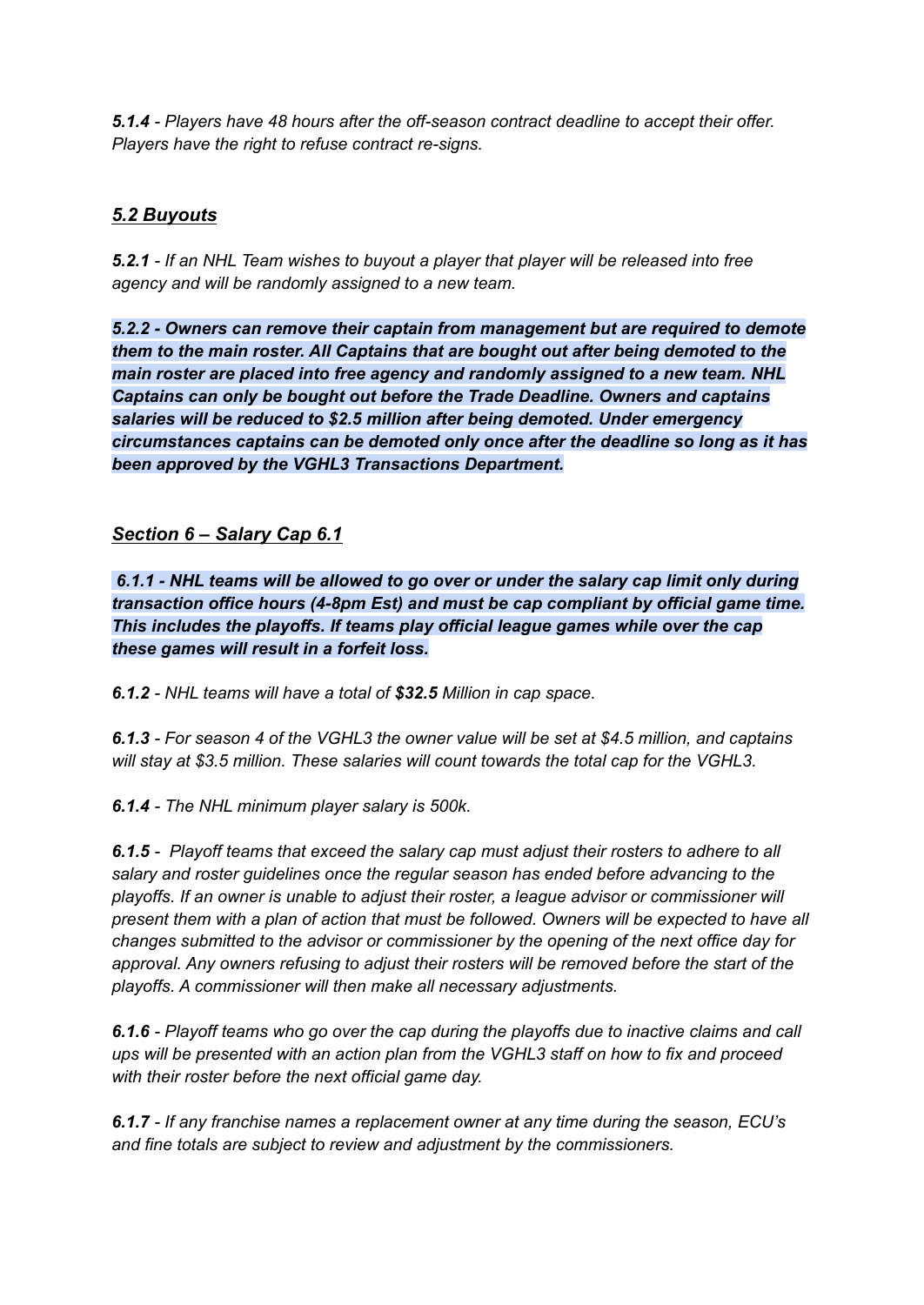***5.1.4*** *- Players have 48 hours after the off-season contract deadline to accept their offer. Players have the right to refuse contract re-signs.*

## ***5.2 Buyouts***

***5.2.1*** *- If an NHL Team wishes to buyout a player that player will be released into free agency and will be randomly assigned to a new team.*

***5.2.2 - Owners can remove their captain from management but are required to demote them to the main roster. All Captains that are bought out after being demoted to the main roster are placed into free agency and randomly assigned to a new team. NHL Captains can only be bought out before the Trade Deadline. Owners and captains salaries will be reduced to $2.5 million after being demoted. Under emergency circumstances captains can be demoted only once after the deadline so long as it has been approved by the VGHL3 Transactions Department.***

## ***Section 6 – Salary Cap 6.1***

***6.1.1 - NHL teams will be allowed to go over or under the salary cap limit only during transaction office hours (4-8pm Est) and must be cap compliant by official game time. This includes the playoffs. If teams play official league games while over the cap these games will result in a forfeit loss.***

***6.1.2*** *- NHL teams will have a total of **$32.5** Million in cap space.*

***6.1.3*** *- For season 4 of the VGHL3 the owner value will be set at $4.5 million, and captains will stay at $3.5 million. These salaries will count towards the total cap for the VGHL3.*

***6.1.4*** *- The NHL minimum player salary is 500k.*

***6.1.5*** *- Playoff teams that exceed the salary cap must adjust their rosters to adhere to all salary and roster guidelines once the regular season has ended before advancing to the playoffs. If an owner is unable to adjust their roster, a league advisor or commissioner will present them with a plan of action that must be followed. Owners will be expected to have all changes submitted to the advisor or commissioner by the opening of the next office day for approval. Any owners refusing to adjust their rosters will be removed before the start of the playoffs. A commissioner will then make all necessary adjustments.*

***6.1.6*** *- Playoff teams who go over the cap during the playoffs due to inactive claims and call ups will be presented with an action plan from the VGHL3 staff on how to fix and proceed with their roster before the next official game day.*

***6.1.7*** *- If any franchise names a replacement owner at any time during the season, ECU's and fine totals are subject to review and adjustment by the commissioners.*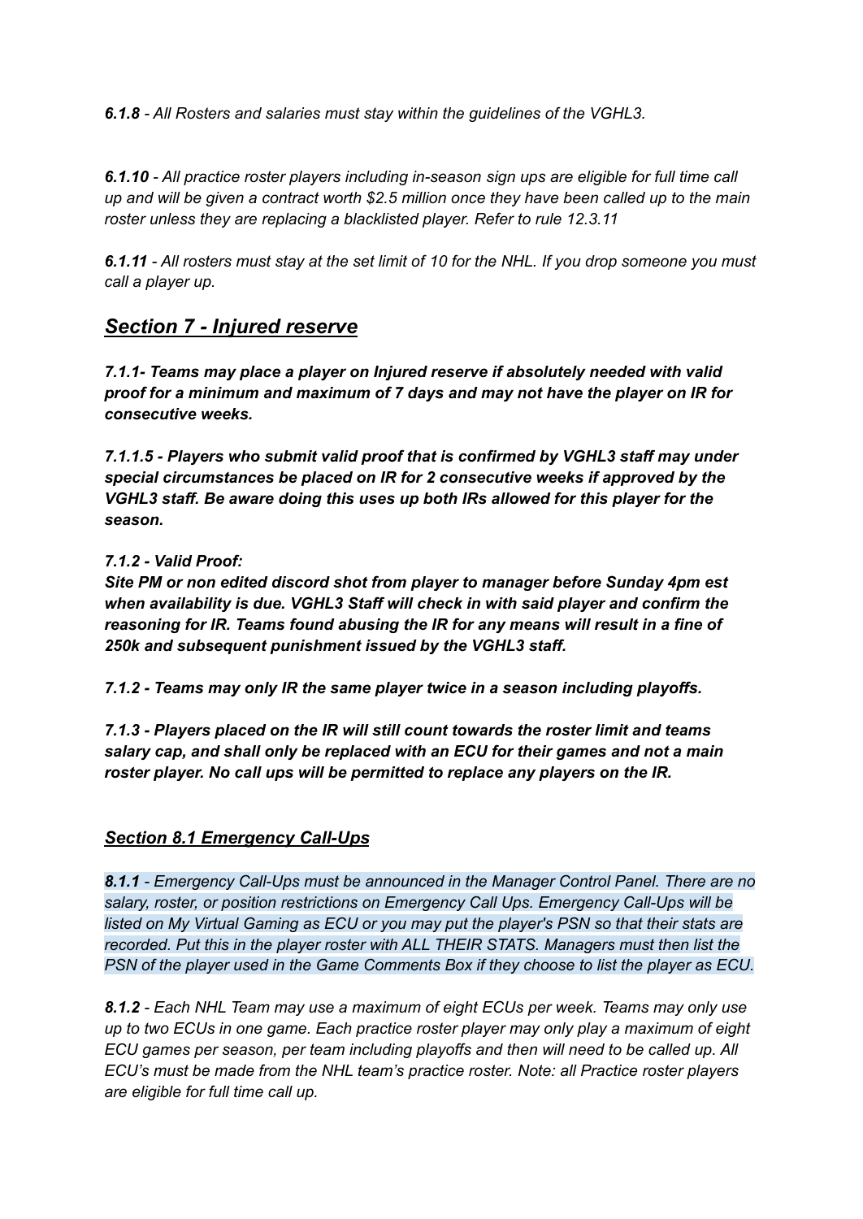***6.1.8*** *- All Rosters and salaries must stay within the guidelines of the VGHL3.*

***6.1.10*** *- All practice roster players including in-season sign ups are eligible for full time call up and will be given a contract worth $2.5 million once they have been called up to the main roster unless they are replacing a blacklisted player. Refer to rule 12.3.11*

***6.1.11*** *- All rosters must stay at the set limit of 10 for the NHL. If you drop someone you must call a player up.*

## *Section 7 - Injured reserve*

***7.1.1- Teams may place a player on Injured reserve if absolutely needed with valid proof for a minimum and maximum of 7 days and may not have the player on IR for consecutive weeks.***

***7.1.1.5 - Players who submit valid proof that is confirmed by VGHL3 staff may under special circumstances be placed on IR for 2 consecutive weeks if approved by the VGHL3 staff. Be aware doing this uses up both IRs allowed for this player for the season.***

***7.1.2 - Valid Proof:***
***Site PM or non edited discord shot from player to manager before Sunday 4pm est when availability is due. VGHL3 Staff will check in with said player and confirm the reasoning for IR. Teams found abusing the IR for any means will result in a fine of 250k and subsequent punishment issued by the VGHL3 staff.***

***7.1.2 - Teams may only IR the same player twice in a season including playoffs.***

***7.1.3 - Players placed on the IR will still count towards the roster limit and teams salary cap, and shall only be replaced with an ECU for their games and not a main roster player. No call ups will be permitted to replace any players on the IR.***

### *Section 8.1 Emergency Call-Ups*

***8.1.1*** *- Emergency Call-Ups must be announced in the Manager Control Panel. There are no salary, roster, or position restrictions on Emergency Call Ups. Emergency Call-Ups will be listed on My Virtual Gaming as ECU or you may put the player's PSN so that their stats are recorded. Put this in the player roster with ALL THEIR STATS. Managers must then list the PSN of the player used in the Game Comments Box if they choose to list the player as ECU.*

***8.1.2*** *- Each NHL Team may use a maximum of eight ECUs per week. Teams may only use up to two ECUs in one game. Each practice roster player may only play a maximum of eight ECU games per season, per team including playoffs and then will need to be called up. All ECU's must be made from the NHL team's practice roster. Note: all Practice roster players are eligible for full time call up.*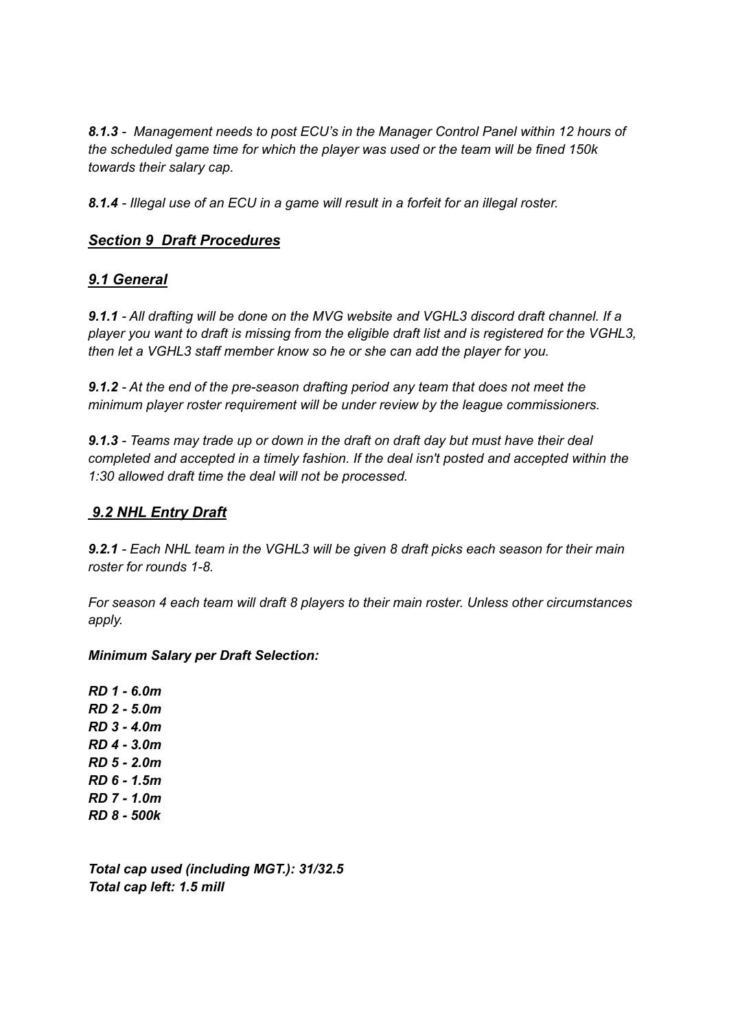***8.1.3*** *- Management needs to post ECU's in the Manager Control Panel within 12 hours of the scheduled game time for which the player was used or the team will be fined 150k towards their salary cap.*

***8.1.4*** *- Illegal use of an ECU in a game will result in a forfeit for an illegal roster.*

## ***Section 9 Draft Procedures***

### ***9.1 General***

***9.1.1*** *- All drafting will be done on the MVG website and VGHL3 discord draft channel. If a player you want to draft is missing from the eligible draft list and is registered for the VGHL3, then let a VGHL3 staff member know so he or she can add the player for you.*

***9.1.2*** *- At the end of the pre-season drafting period any team that does not meet the minimum player roster requirement will be under review by the league commissioners.*

***9.1.3*** *- Teams may trade up or down in the draft on draft day but must have their deal completed and accepted in a timely fashion. If the deal isn't posted and accepted within the 1:30 allowed draft time the deal will not be processed.*

### ***9.2 NHL Entry Draft***

***9.2.1*** *- Each NHL team in the VGHL3 will be given 8 draft picks each season for their main roster for rounds 1-8.*

*For season 4 each team will draft 8 players to their main roster. Unless other circumstances apply.*

***Minimum Salary per Draft Selection:***

***RD 1 - 6.0m***
***RD 2 - 5.0m***
***RD 3 - 4.0m***
***RD 4 - 3.0m***
***RD 5 - 2.0m***
***RD 6 - 1.5m***
***RD 7 - 1.0m***
***RD 8 - 500k***

***Total cap used (including MGT.): 31/32.5***
***Total cap left: 1.5 mill***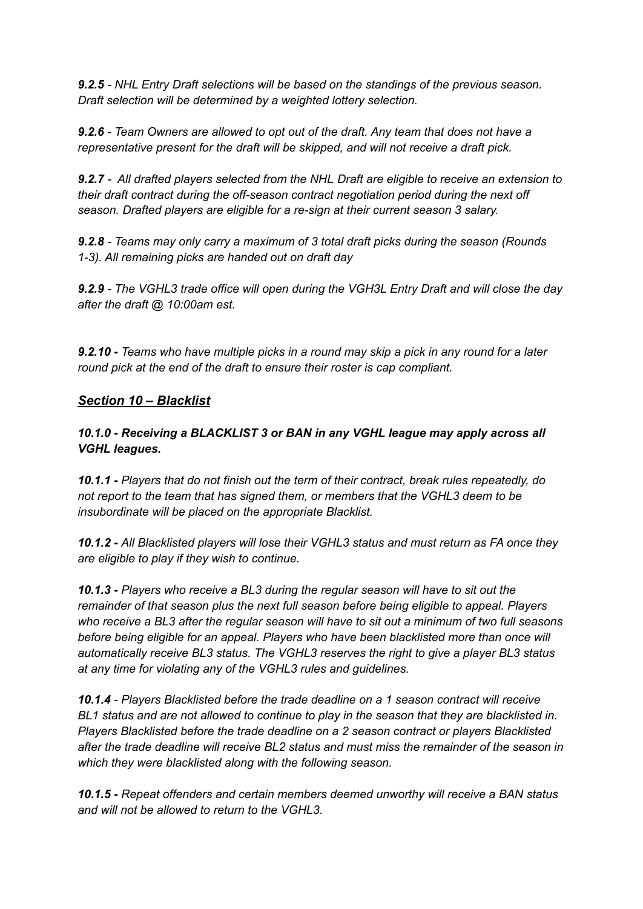***9.2.5*** *- NHL Entry Draft selections will be based on the standings of the previous season. Draft selection will be determined by a weighted lottery selection.*

***9.2.6*** *- Team Owners are allowed to opt out of the draft. Any team that does not have a representative present for the draft will be skipped, and will not receive a draft pick.*

***9.2.7*** *- All drafted players selected from the NHL Draft are eligible to receive an extension to their draft contract during the off-season contract negotiation period during the next off season. Drafted players are eligible for a re-sign at their current season 3 salary.*

***9.2.8*** *- Teams may only carry a maximum of 3 total draft picks during the season (Rounds 1-3). All remaining picks are handed out on draft day*

***9.2.9*** *- The VGHL3 trade office will open during the VGH3L Entry Draft and will close the day after the draft @ 10:00am est.*

***9.2.10 -*** *Teams who have multiple picks in a round may skip a pick in any round for a later round pick at the end of the draft to ensure their roster is cap compliant.*

## ***<u>Section 10 – Blacklist</u>***

***10.1.0 - Receiving a BLACKLIST 3 or BAN in any VGHL league may apply across all VGHL leagues.***

***10.1.1 -*** *Players that do not finish out the term of their contract, break rules repeatedly, do not report to the team that has signed them, or members that the VGHL3 deem to be insubordinate will be placed on the appropriate Blacklist.*

***10.1.2 -*** *All Blacklisted players will lose their VGHL3 status and must return as FA once they are eligible to play if they wish to continue.*

***10.1.3 -*** *Players who receive a BL3 during the regular season will have to sit out the remainder of that season plus the next full season before being eligible to appeal. Players who receive a BL3 after the regular season will have to sit out a minimum of two full seasons before being eligible for an appeal. Players who have been blacklisted more than once will automatically receive BL3 status. The VGHL3 reserves the right to give a player BL3 status at any time for violating any of the VGHL3 rules and guidelines.*

***10.1.4*** *- Players Blacklisted before the trade deadline on a 1 season contract will receive BL1 status and are not allowed to continue to play in the season that they are blacklisted in. Players Blacklisted before the trade deadline on a 2 season contract or players Blacklisted after the trade deadline will receive BL2 status and must miss the remainder of the season in which they were blacklisted along with the following season.*

***10.1.5 -*** *Repeat offenders and certain members deemed unworthy will receive a BAN status and will not be allowed to return to the VGHL3.*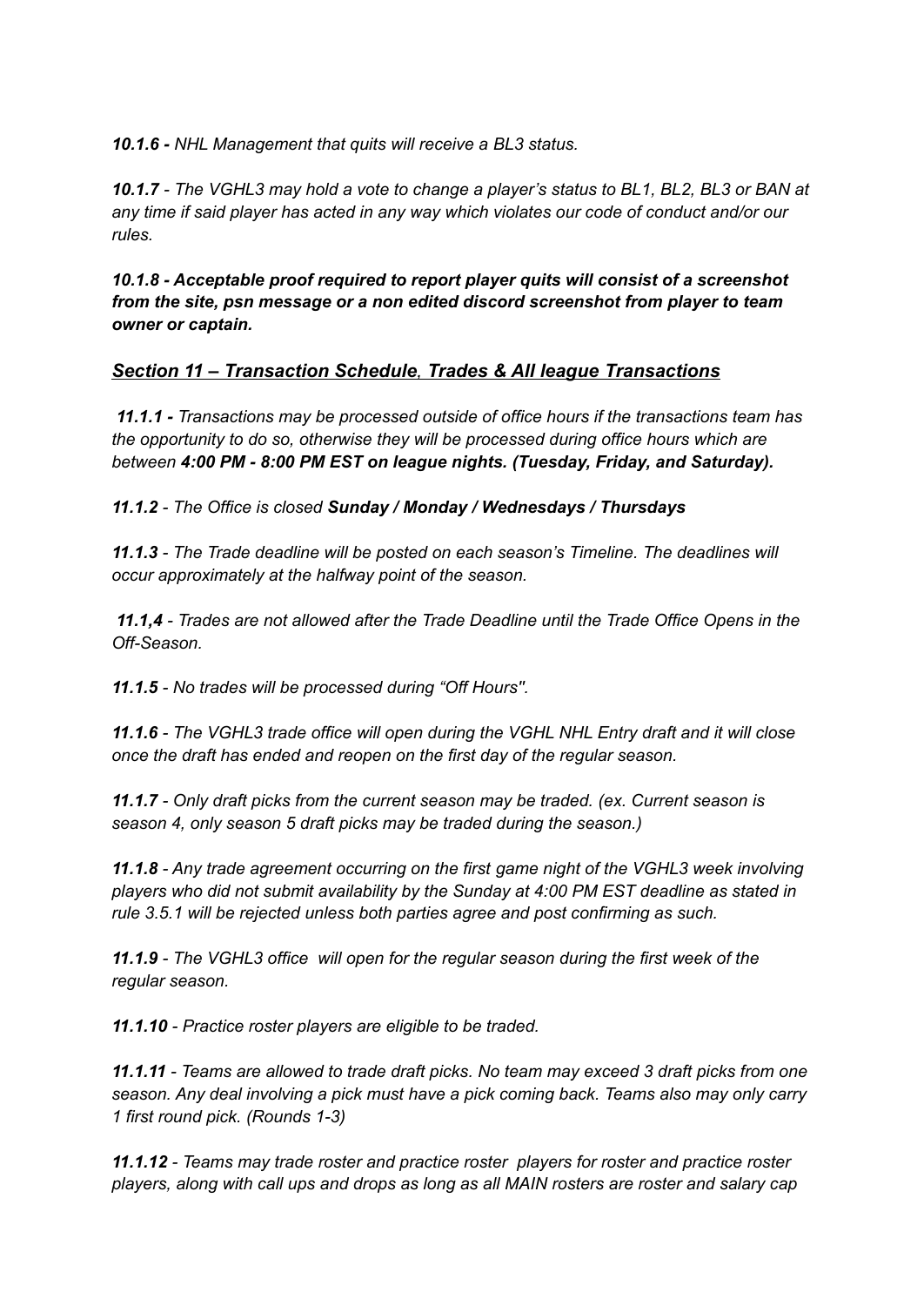***10.1.6 -** NHL Management that quits will receive a BL3 status.*

***10.1.7** - The VGHL3 may hold a vote to change a player's status to BL1, BL2, BL3 or BAN at any time if said player has acted in any way which violates our code of conduct and/or our rules.*

***10.1.8 - Acceptable proof required to report player quits will consist of a screenshot from the site, psn message or a non edited discord screenshot from player to team owner or captain.***

## ***Section 11 – Transaction Schedule, Trades & All league Transactions***

***11.1.1 -** Transactions may be processed outside of office hours if the transactions team has the opportunity to do so, otherwise they will be processed during office hours which are between **4:00 PM - 8:00 PM EST on league nights. (Tuesday, Friday, and Saturday).***

***11.1.2** - The Office is closed **Sunday / Monday / Wednesdays / Thursdays***

***11.1.3** - The Trade deadline will be posted on each season's Timeline. The deadlines will occur approximately at the halfway point of the season.*

***11.1,4** - Trades are not allowed after the Trade Deadline until the Trade Office Opens in the Off-Season.*

***11.1.5** - No trades will be processed during "Off Hours".*

***11.1.6** - The VGHL3 trade office will open during the VGHL NHL Entry draft and it will close once the draft has ended and reopen on the first day of the regular season.*

***11.1.7** - Only draft picks from the current season may be traded. (ex. Current season is season 4, only season 5 draft picks may be traded during the season.)*

***11.1.8** - Any trade agreement occurring on the first game night of the VGHL3 week involving players who did not submit availability by the Sunday at 4:00 PM EST deadline as stated in rule 3.5.1 will be rejected unless both parties agree and post confirming as such.*

***11.1.9** - The VGHL3 office will open for the regular season during the first week of the regular season.*

***11.1.10** - Practice roster players are eligible to be traded.*

***11.1.11** - Teams are allowed to trade draft picks. No team may exceed 3 draft picks from one season. Any deal involving a pick must have a pick coming back. Teams also may only carry 1 first round pick. (Rounds 1-3)*

***11.1.12** - Teams may trade roster and practice roster players for roster and practice roster players, along with call ups and drops as long as all MAIN rosters are roster and salary cap*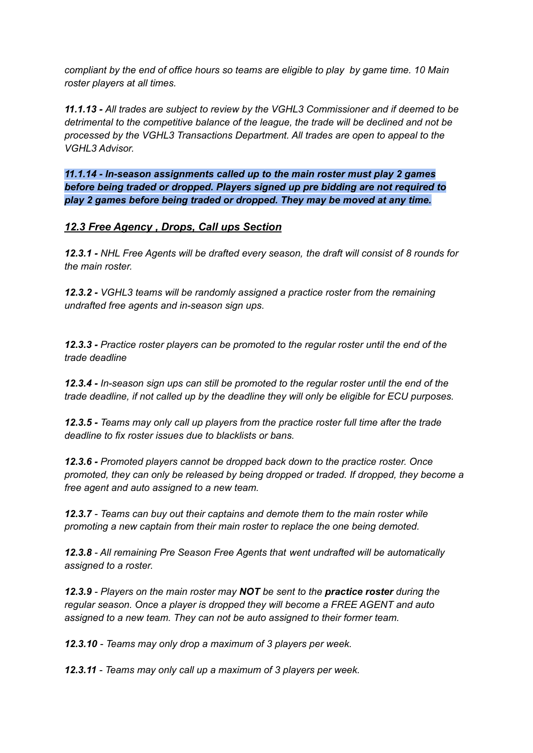*compliant by the end of office hours so teams are eligible to play by game time. 10 Main roster players at all times.*

***11.1.13 -*** *All trades are subject to review by the VGHL3 Commissioner and if deemed to be detrimental to the competitive balance of the league, the trade will be declined and not be processed by the VGHL3 Transactions Department. All trades are open to appeal to the VGHL3 Advisor.*

***11.1.14 - In-season assignments called up to the main roster must play 2 games before being traded or dropped. Players signed up pre bidding are not required to play 2 games before being traded or dropped. They may be moved at any time.***

## ***12.3 Free Agency , Drops, Call ups Section***

***12.3.1 -*** *NHL Free Agents will be drafted every season, the draft will consist of 8 rounds for the main roster.*

***12.3.2 -*** *VGHL3 teams will be randomly assigned a practice roster from the remaining undrafted free agents and in-season sign ups.*

***12.3.3 -*** *Practice roster players can be promoted to the regular roster until the end of the trade deadline*

***12.3.4 -*** *In-season sign ups can still be promoted to the regular roster until the end of the trade deadline, if not called up by the deadline they will only be eligible for ECU purposes.*

***12.3.5 -*** *Teams may only call up players from the practice roster full time after the trade deadline to fix roster issues due to blacklists or bans.*

***12.3.6 -*** *Promoted players cannot be dropped back down to the practice roster. Once promoted, they can only be released by being dropped or traded. If dropped, they become a free agent and auto assigned to a new team.*

***12.3.7*** *- Teams can buy out their captains and demote them to the main roster while promoting a new captain from their main roster to replace the one being demoted.*

***12.3.8*** *- All remaining Pre Season Free Agents that went undrafted will be automatically assigned to a roster.*

***12.3.9*** *- Players on the main roster may **NOT** be sent to the **practice roster** during the regular season. Once a player is dropped they will become a FREE AGENT and auto assigned to a new team. They can not be auto assigned to their former team.*

***12.3.10*** *- Teams may only drop a maximum of 3 players per week.*

***12.3.11*** *- Teams may only call up a maximum of 3 players per week.*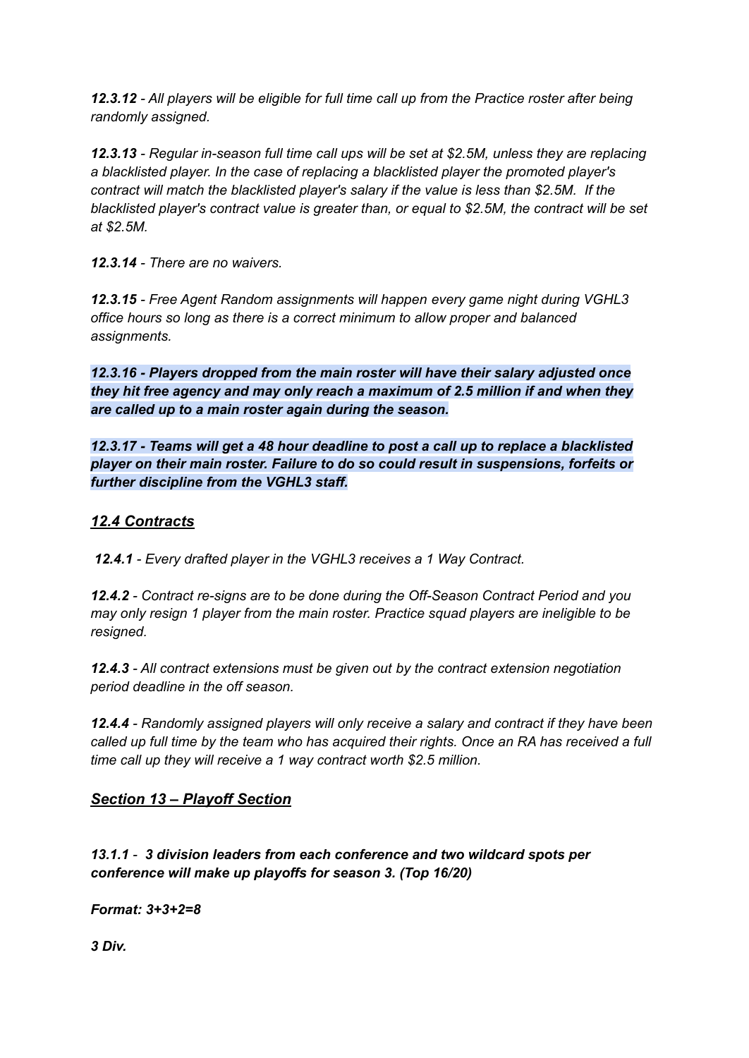***12.3.12*** *- All players will be eligible for full time call up from the Practice roster after being randomly assigned.*

***12.3.13*** *- Regular in-season full time call ups will be set at $2.5M, unless they are replacing a blacklisted player. In the case of replacing a blacklisted player the promoted player's contract will match the blacklisted player's salary if the value is less than $2.5M. If the blacklisted player's contract value is greater than, or equal to $2.5M, the contract will be set at $2.5M.*

***12.3.14*** *- There are no waivers.*

***12.3.15*** *- Free Agent Random assignments will happen every game night during VGHL3 office hours so long as there is a correct minimum to allow proper and balanced assignments.*

***12.3.16 - Players dropped from the main roster will have their salary adjusted once they hit free agency and may only reach a maximum of 2.5 million if and when they are called up to a main roster again during the season.***

***12.3.17 - Teams will get a 48 hour deadline to post a call up to replace a blacklisted player on their main roster. Failure to do so could result in suspensions, forfeits or further discipline from the VGHL3 staff.***

## ***12.4 Contracts***

***12.4.1*** *- Every drafted player in the VGHL3 receives a 1 Way Contract.*

***12.4.2*** *- Contract re-signs are to be done during the Off-Season Contract Period and you may only resign 1 player from the main roster. Practice squad players are ineligible to be resigned.*

***12.4.3*** *- All contract extensions must be given out by the contract extension negotiation period deadline in the off season.*

***12.4.4*** *- Randomly assigned players will only receive a salary and contract if they have been called up full time by the team who has acquired their rights. Once an RA has received a full time call up they will receive a 1 way contract worth $2.5 million.*

## ***Section 13 – Playoff Section***

***13.1.1*** *-* ***3 division leaders from each conference and two wildcard spots per conference will make up playoffs for season 3. (Top 16/20)***

***Format: 3+3+2=8***

***3 Div.***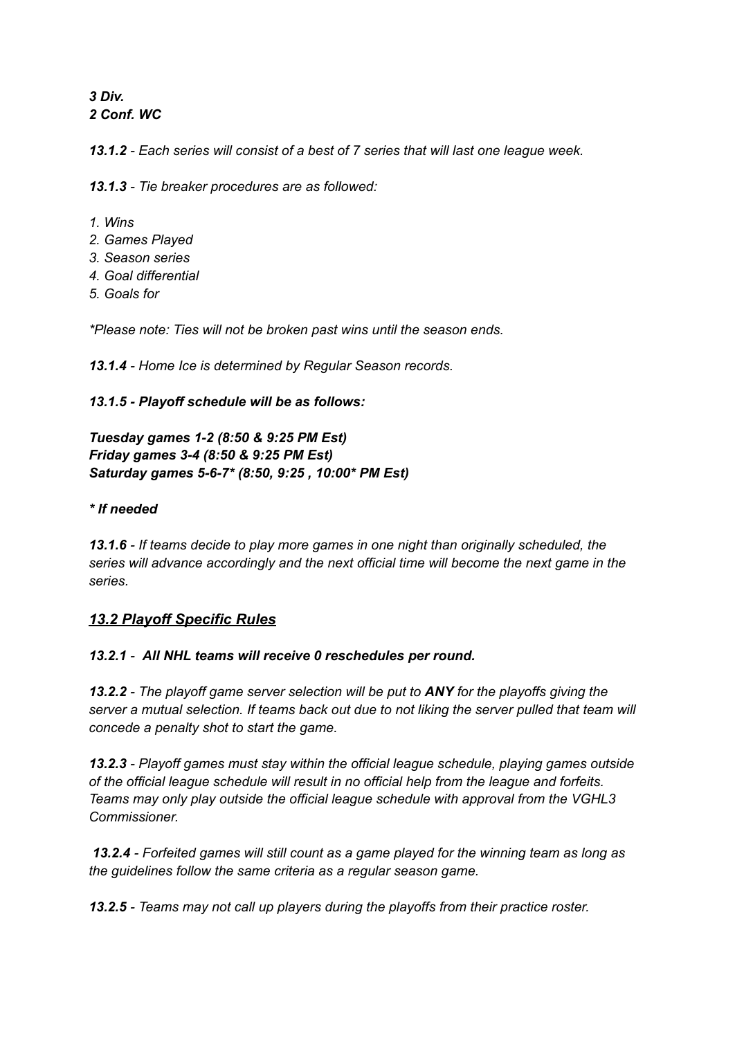***3 Div.***
***2 Conf. WC***

***13.1.2*** *- Each series will consist of a best of 7 series that will last one league week.*

***13.1.3*** *- Tie breaker procedures are as followed:*

*1. Wins*
*2. Games Played*
*3. Season series*
*4. Goal differential*
*5. Goals for*

**Please note: Ties will not be broken past wins until the season ends.*

***13.1.4*** *- Home Ice is determined by Regular Season records.*

***13.1.5 - Playoff schedule will be as follows:***

***Tuesday games 1-2 (8:50 & 9:25 PM Est)***
***Friday games 3-4 (8:50 & 9:25 PM Est)***
***Saturday games 5-6-7* (8:50, 9:25 , 10:00* PM Est)***

****** If needed***

***13.1.6*** *- If teams decide to play more games in one night than originally scheduled, the series will advance accordingly and the next official time will become the next game in the series.*

## ***13.2 Playoff Specific Rules***

***13.2.1*** *-* ***All NHL teams will receive 0 reschedules per round.***

***13.2.2*** *- The playoff game server selection will be put to* ***ANY*** *for the playoffs giving the server a mutual selection. If teams back out due to not liking the server pulled that team will concede a penalty shot to start the game.*

***13.2.3*** *- Playoff games must stay within the official league schedule, playing games outside of the official league schedule will result in no official help from the league and forfeits. Teams may only play outside the official league schedule with approval from the VGHL3 Commissioner.*

***13.2.4*** *- Forfeited games will still count as a game played for the winning team as long as the guidelines follow the same criteria as a regular season game.*

***13.2.5*** *- Teams may not call up players during the playoffs from their practice roster.*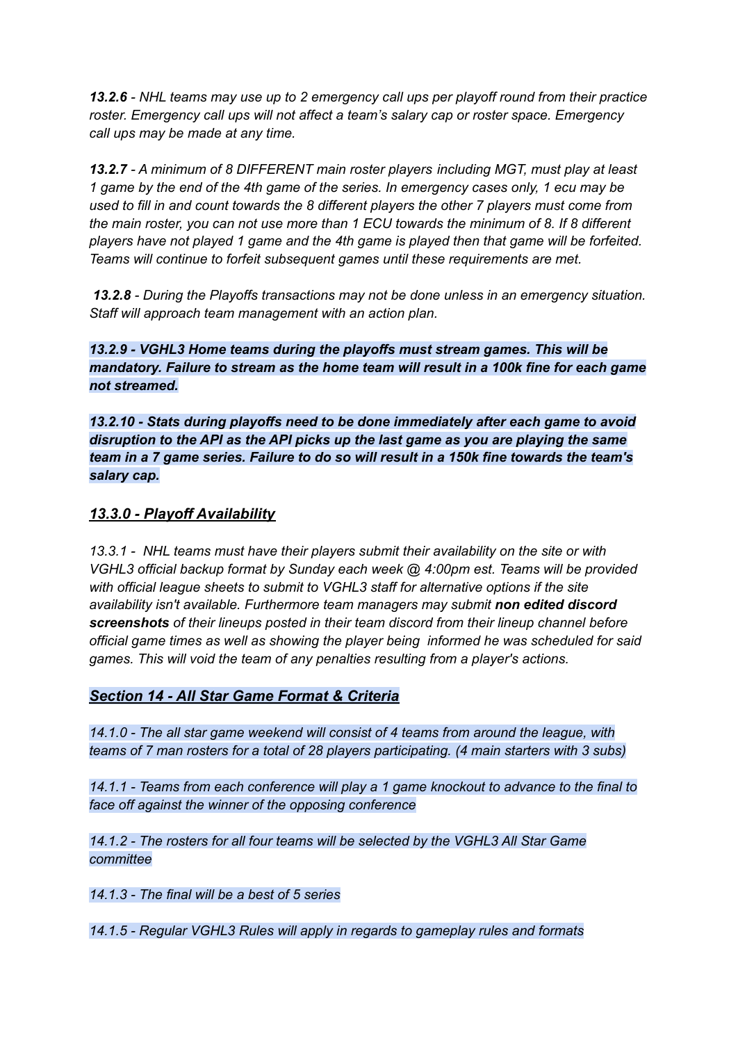***13.2.6*** *- NHL teams may use up to 2 emergency call ups per playoff round from their practice roster. Emergency call ups will not affect a team's salary cap or roster space. Emergency call ups may be made at any time.*

***13.2.7*** *- A minimum of 8 DIFFERENT main roster players including MGT, must play at least 1 game by the end of the 4th game of the series. In emergency cases only, 1 ecu may be used to fill in and count towards the 8 different players the other 7 players must come from the main roster, you can not use more than 1 ECU towards the minimum of 8. If 8 different players have not played 1 game and the 4th game is played then that game will be forfeited. Teams will continue to forfeit subsequent games until these requirements are met.*

***13.2.8*** *- During the Playoffs transactions may not be done unless in an emergency situation. Staff will approach team management with an action plan.*

***13.2.9 - VGHL3 Home teams during the playoffs must stream games. This will be mandatory. Failure to stream as the home team will result in a 100k fine for each game not streamed.***

***13.2.10 - Stats during playoffs need to be done immediately after each game to avoid disruption to the API as the API picks up the last game as you are playing the same team in a 7 game series. Failure to do so will result in a 150k fine towards the team's salary cap.***

### ***13.3.0 - Playoff Availability***

*13.3.1 - NHL teams must have their players submit their availability on the site or with VGHL3 official backup format by Sunday each week @ 4:00pm est. Teams will be provided with official league sheets to submit to VGHL3 staff for alternative options if the site availability isn't available. Furthermore team managers may submit **non edited discord screenshots** of their lineups posted in their team discord from their lineup channel before official game times as well as showing the player being informed he was scheduled for said games. This will void the team of any penalties resulting from a player's actions.*

## ***Section 14 - All Star Game Format & Criteria***

*14.1.0 - The all star game weekend will consist of 4 teams from around the league, with teams of 7 man rosters for a total of 28 players participating. (4 main starters with 3 subs)*

*14.1.1 - Teams from each conference will play a 1 game knockout to advance to the final to face off against the winner of the opposing conference*

*14.1.2 - The rosters for all four teams will be selected by the VGHL3 All Star Game committee*

*14.1.3 - The final will be a best of 5 series*

*14.1.5 - Regular VGHL3 Rules will apply in regards to gameplay rules and formats*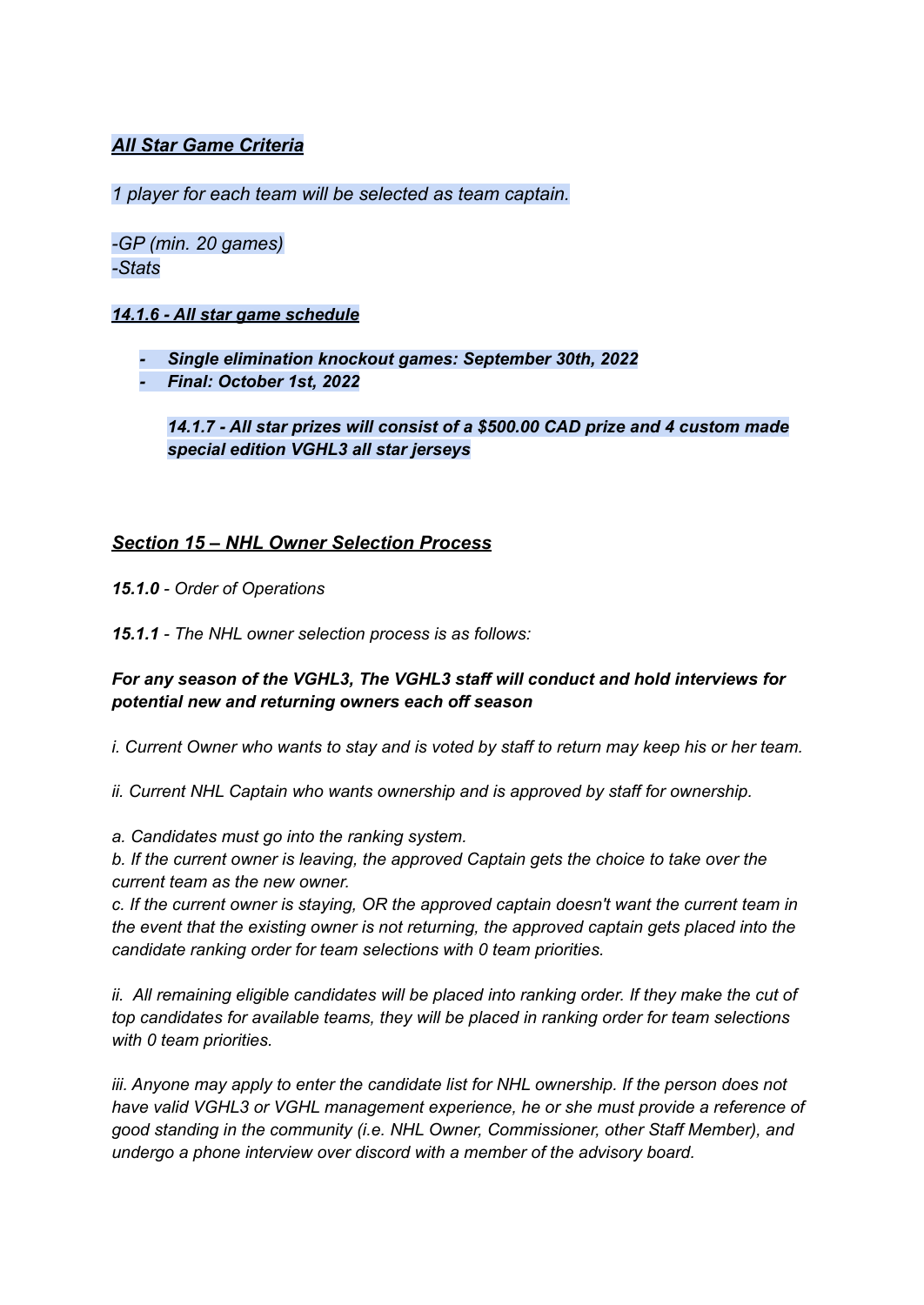***All Star Game Criteria***

*1 player for each team will be selected as team captain.*

*-GP (min. 20 games)*
*-Stats*

***14.1.6 - All star game schedule***

- ***Single elimination knockout games: September 30th, 2022***
- ***Final: October 1st, 2022***

> ***14.1.7 - All star prizes will consist of a $500.00 CAD prize and 4 custom made special edition VGHL3 all star jerseys***

## *Section 15 – NHL Owner Selection Process*

***15.1.0*** *- Order of Operations*

***15.1.1*** *- The NHL owner selection process is as follows:*

***For any season of the VGHL3, The VGHL3 staff will conduct and hold interviews for potential new and returning owners each off season***

*i. Current Owner who wants to stay and is voted by staff to return may keep his or her team.*

*ii. Current NHL Captain who wants ownership and is approved by staff for ownership.*

*a. Candidates must go into the ranking system.*
*b. If the current owner is leaving, the approved Captain gets the choice to take over the current team as the new owner.*
*c. If the current owner is staying, OR the approved captain doesn't want the current team in the event that the existing owner is not returning, the approved captain gets placed into the candidate ranking order for team selections with 0 team priorities.*

*ii. All remaining eligible candidates will be placed into ranking order. If they make the cut of top candidates for available teams, they will be placed in ranking order for team selections with 0 team priorities.*

*iii. Anyone may apply to enter the candidate list for NHL ownership. If the person does not have valid VGHL3 or VGHL management experience, he or she must provide a reference of good standing in the community (i.e. NHL Owner, Commissioner, other Staff Member), and undergo a phone interview over discord with a member of the advisory board.*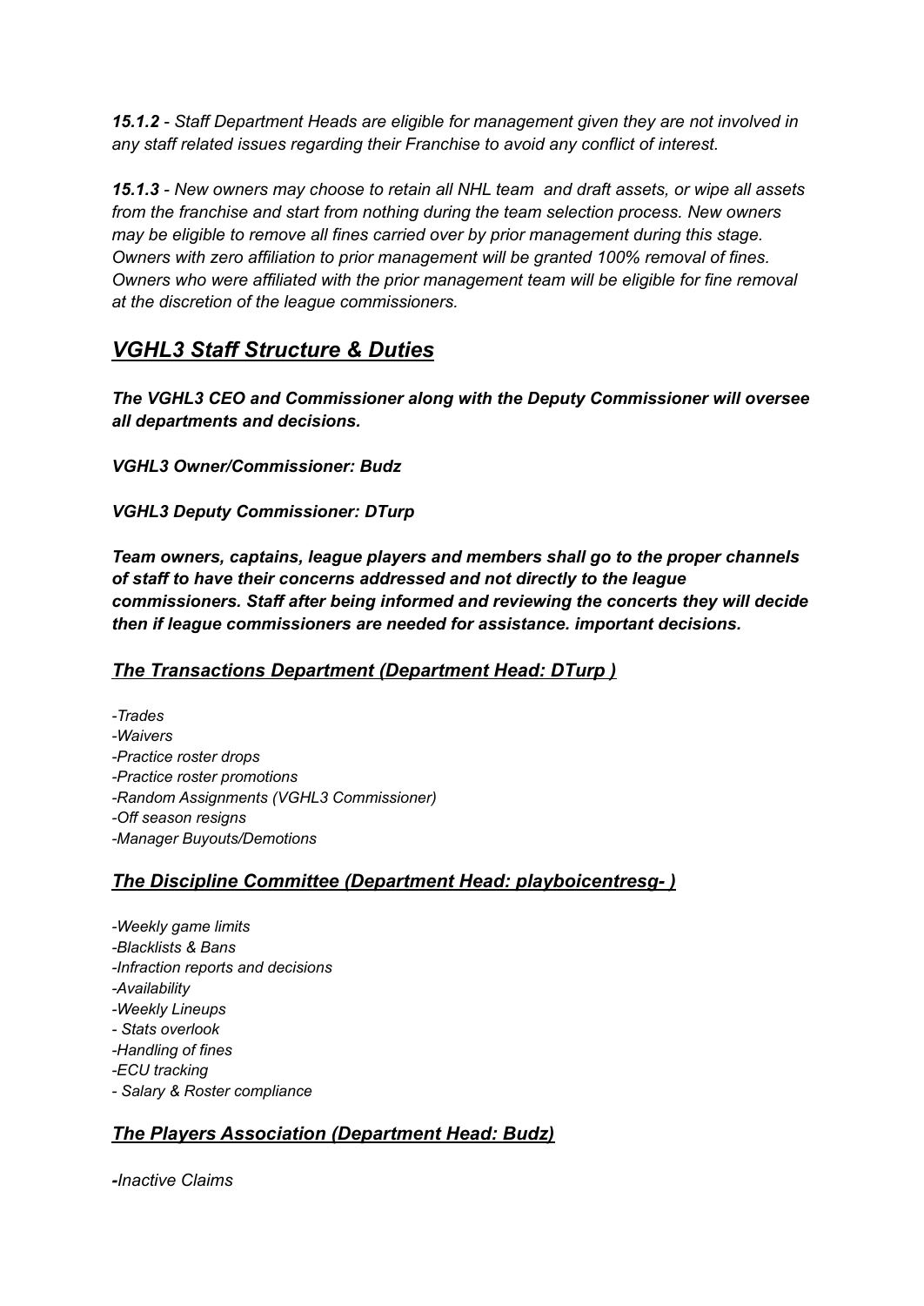***15.1.2*** *- Staff Department Heads are eligible for management given they are not involved in any staff related issues regarding their Franchise to avoid any conflict of interest.*

***15.1.3*** *- New owners may choose to retain all NHL team  and draft assets, or wipe all assets from the franchise and start from nothing during the team selection process. New owners may be eligible to remove all fines carried over by prior management during this stage. Owners with zero affiliation to prior management will be granted 100% removal of fines. Owners who were affiliated with the prior management team will be eligible for fine removal at the discretion of the league commissioners.*

## ***<u>VGHL3 Staff Structure & Duties</u>***

***The VGHL3 CEO and Commissioner along with the Deputy Commissioner will oversee all departments and decisions.***

***VGHL3 Owner/Commissioner: Budz***

***VGHL3 Deputy Commissioner: DTurp***

***Team owners, captains, league players and members shall go to the proper channels of staff to have their concerns addressed and not directly to the league commissioners. Staff after being informed and reviewing the concerts they will decide then if league commissioners are needed for assistance. important decisions.***

### ***<u>The Transactions Department (Department Head: DTurp )</u>***

*-Trades*
*-Waivers*
*-Practice roster drops*
*-Practice roster promotions*
*-Random Assignments (VGHL3 Commissioner)*
*-Off season resigns*
*-Manager Buyouts/Demotions*

### ***<u>The Discipline Committee (Department Head: playboicentresg- )</u>***

*-Weekly game limits*
*-Blacklists & Bans*
*-Infraction reports and decisions*
*-Availability*
*-Weekly Lineups*
*- Stats overlook*
*-Handling of fines*
*-ECU tracking*
*- Salary & Roster compliance*

### ***<u>The Players Association (Department Head: Budz)</u>***

***-****Inactive Claims*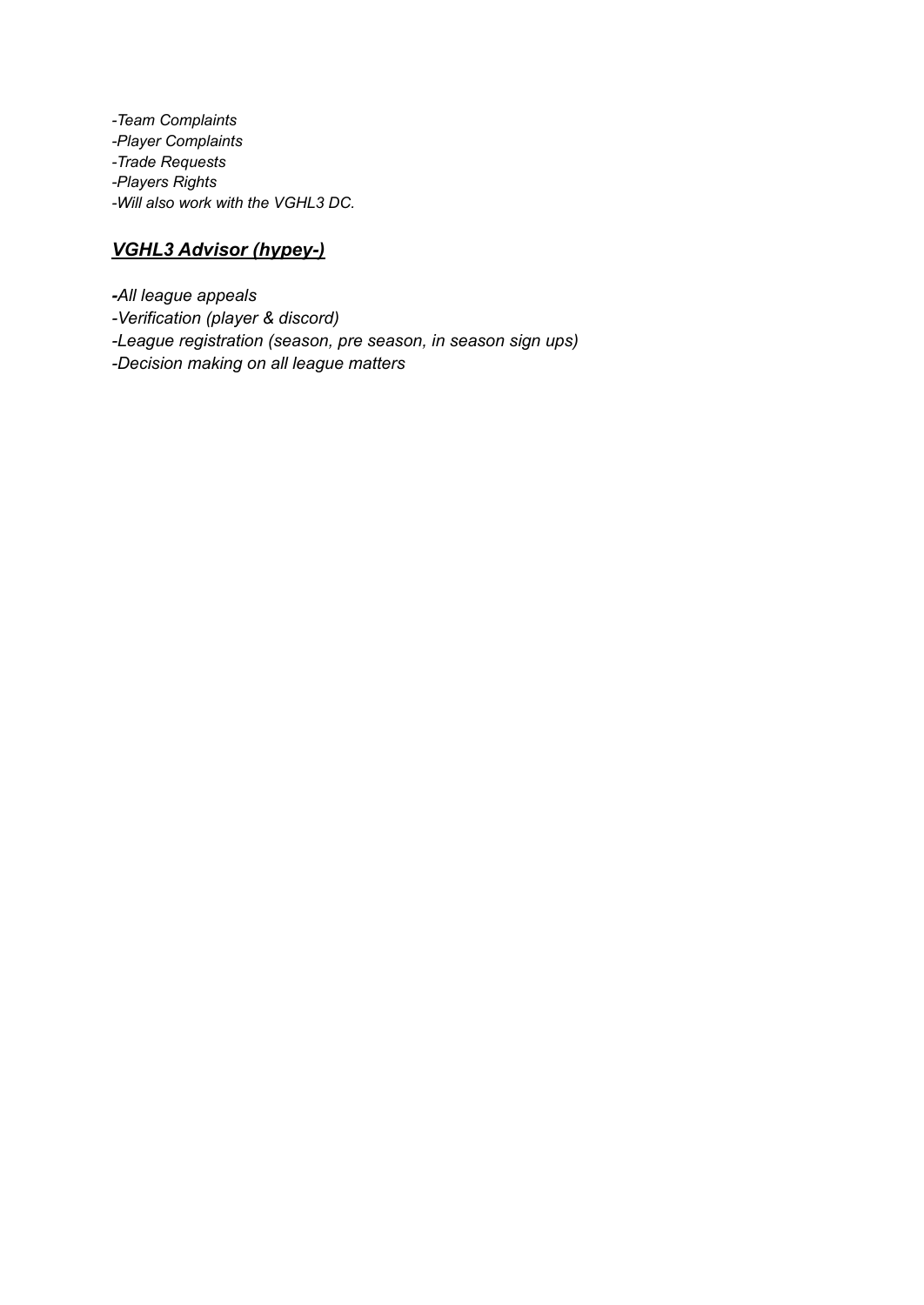*-Team Complaints*
*-Player Complaints*
*-Trade Requests*
*-Players Rights*
*-Will also work with the VGHL3 DC.*

## ***VGHL3 Advisor (hypey-)***

***-****All league appeals*
*-Verification (player & discord)*
*-League registration (season, pre season, in season sign ups)*
*-Decision making on all league matters*